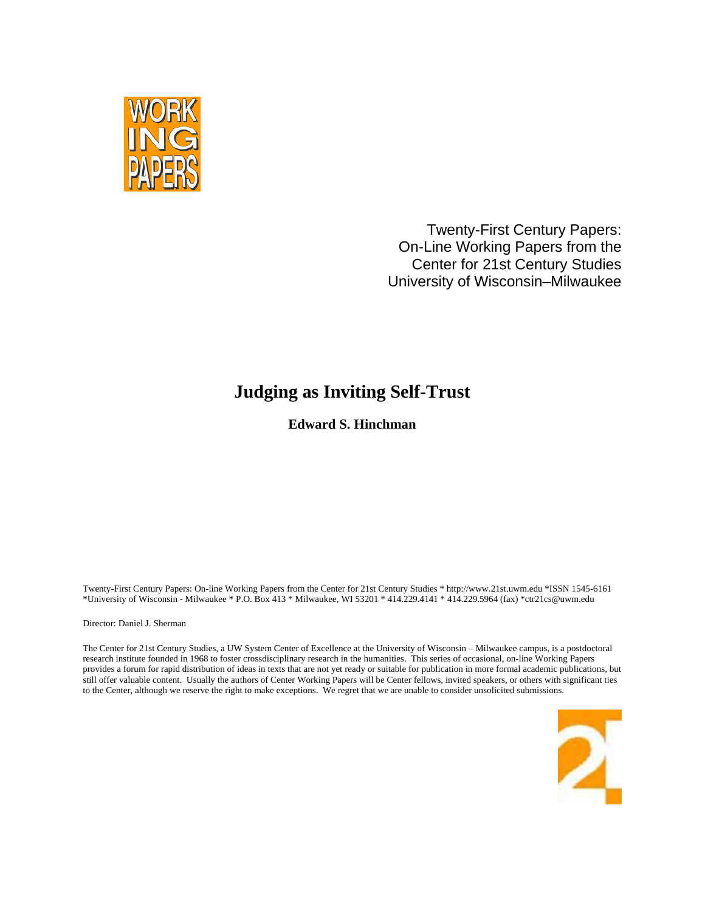WORK ING PAPERS

Twenty-First Century Papers:
On-Line Working Papers from the
Center for 21st Century Studies
University of Wisconsin–Milwaukee

# Judging as Inviting Self-Trust

**Edward S. Hinchman**

Twenty-First Century Papers: On-line Working Papers from the Center for 21st Century Studies * http://www.21st.uwm.edu *ISSN 1545-6161 *University of Wisconsin - Milwaukee * P.O. Box 413 * Milwaukee, WI 53201 * 414.229.4141 * 414.229.5964 (fax) *ctr21cs@uwm.edu

Director: Daniel J. Sherman

The Center for 21st Century Studies, a UW System Center of Excellence at the University of Wisconsin – Milwaukee campus, is a postdoctoral research institute founded in 1968 to foster crossdisciplinary research in the humanities. This series of occasional, on-line Working Papers provides a forum for rapid distribution of ideas in texts that are not yet ready or suitable for publication in more formal academic publications, but still offer valuable content. Usually the authors of Center Working Papers will be Center fellows, invited speakers, or others with significant ties to the Center, although we reserve the right to make exceptions. We regret that we are unable to consider unsolicited submissions.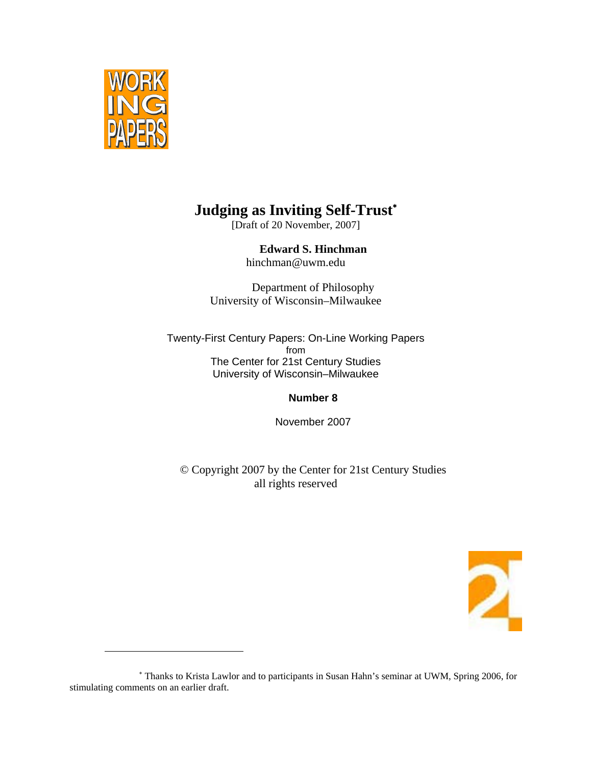# Judging as Inviting Self-Trust[*]

[Draft of 20 November, 2007]

**Edward S. Hinchman**

hinchman@uwm.edu

Department of Philosophy
University of Wisconsin–Milwaukee

Twenty-First Century Papers: On-Line Working Papers
from
The Center for 21st Century Studies
University of Wisconsin–Milwaukee

**Number 8**

November 2007

© Copyright 2007 by the Center for 21st Century Studies
all rights reserved

---

[*] Thanks to Krista Lawlor and to participants in Susan Hahn's seminar at UWM, Spring 2006, for stimulating comments on an earlier draft.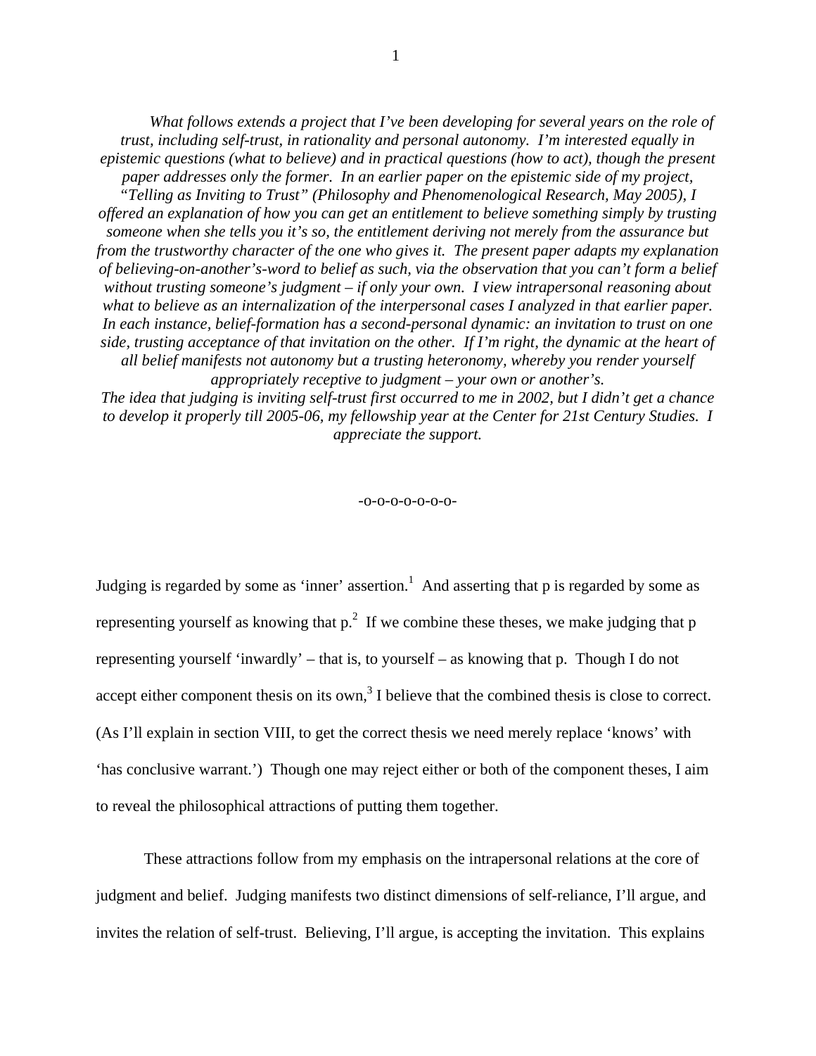*What follows extends a project that I've been developing for several years on the role of trust, including self-trust, in rationality and personal autonomy. I'm interested equally in epistemic questions (what to believe) and in practical questions (how to act), though the present paper addresses only the former. In an earlier paper on the epistemic side of my project, "Telling as Inviting to Trust" (Philosophy and Phenomenological Research, May 2005), I offered an explanation of how you can get an entitlement to believe something simply by trusting someone when she tells you it's so, the entitlement deriving not merely from the assurance but from the trustworthy character of the one who gives it. The present paper adapts my explanation of believing-on-another's-word to belief as such, via the observation that you can't form a belief without trusting someone's judgment – if only your own. I view intrapersonal reasoning about what to believe as an internalization of the interpersonal cases I analyzed in that earlier paper. In each instance, belief-formation has a second-personal dynamic: an invitation to trust on one side, trusting acceptance of that invitation on the other. If I'm right, the dynamic at the heart of all belief manifests not autonomy but a trusting heteronomy, whereby you render yourself appropriately receptive to judgment – your own or another's.*
*The idea that judging is inviting self-trust first occurred to me in 2002, but I didn't get a chance to develop it properly till 2005-06, my fellowship year at the Center for 21st Century Studies. I appreciate the support.*

-o-o-o-o-o-o-o-

Judging is regarded by some as 'inner' assertion.[1] And asserting that p is regarded by some as representing yourself as knowing that p.[2] If we combine these theses, we make judging that p representing yourself 'inwardly' – that is, to yourself – as knowing that p. Though I do not accept either component thesis on its own,[3] I believe that the combined thesis is close to correct. (As I'll explain in section VIII, to get the correct thesis we need merely replace 'knows' with 'has conclusive warrant.') Though one may reject either or both of the component theses, I aim to reveal the philosophical attractions of putting them together.

These attractions follow from my emphasis on the intrapersonal relations at the core of judgment and belief. Judging manifests two distinct dimensions of self-reliance, I'll argue, and invites the relation of self-trust. Believing, I'll argue, is accepting the invitation. This explains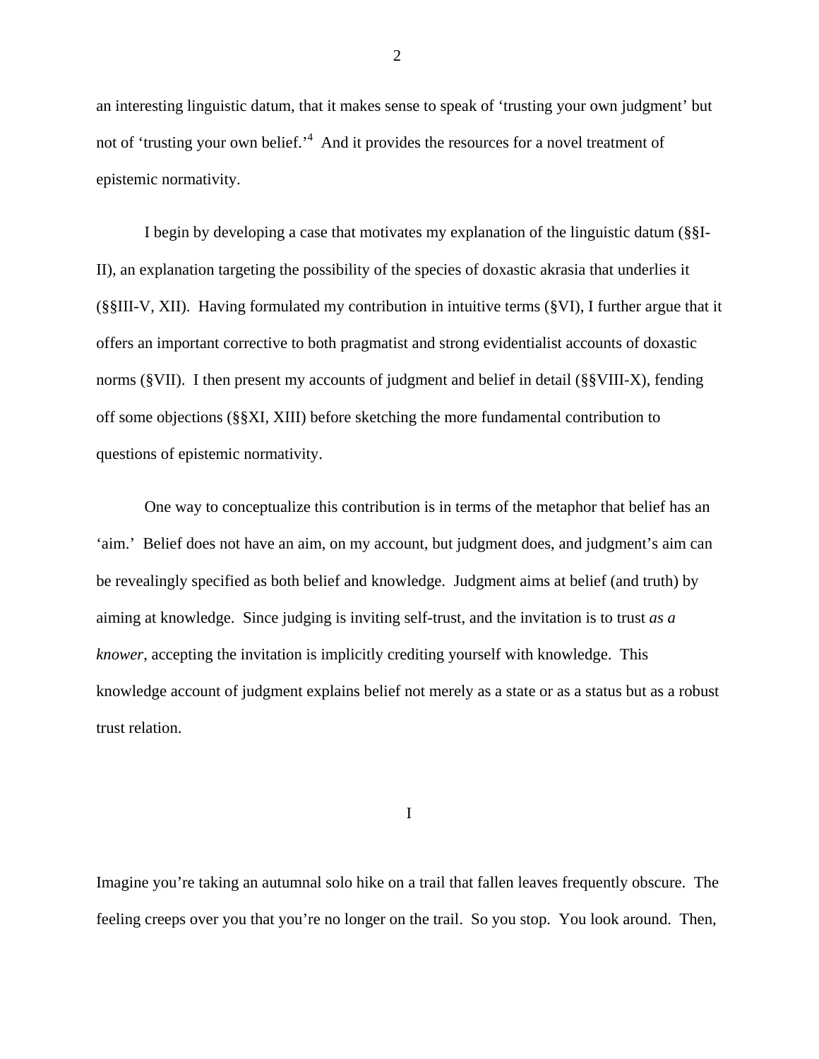an interesting linguistic datum, that it makes sense to speak of 'trusting your own judgment' but not of 'trusting your own belief.'[4] And it provides the resources for a novel treatment of epistemic normativity.

I begin by developing a case that motivates my explanation of the linguistic datum (§§I-II), an explanation targeting the possibility of the species of doxastic akrasia that underlies it (§§III-V, XII). Having formulated my contribution in intuitive terms (§VI), I further argue that it offers an important corrective to both pragmatist and strong evidentialist accounts of doxastic norms (§VII). I then present my accounts of judgment and belief in detail (§§VIII-X), fending off some objections (§§XI, XIII) before sketching the more fundamental contribution to questions of epistemic normativity.

One way to conceptualize this contribution is in terms of the metaphor that belief has an 'aim.' Belief does not have an aim, on my account, but judgment does, and judgment's aim can be revealingly specified as both belief and knowledge. Judgment aims at belief (and truth) by aiming at knowledge. Since judging is inviting self-trust, and the invitation is to trust *as a knower*, accepting the invitation is implicitly crediting yourself with knowledge. This knowledge account of judgment explains belief not merely as a state or as a status but as a robust trust relation.

## I

Imagine you're taking an autumnal solo hike on a trail that fallen leaves frequently obscure. The feeling creeps over you that you're no longer on the trail. So you stop. You look around. Then,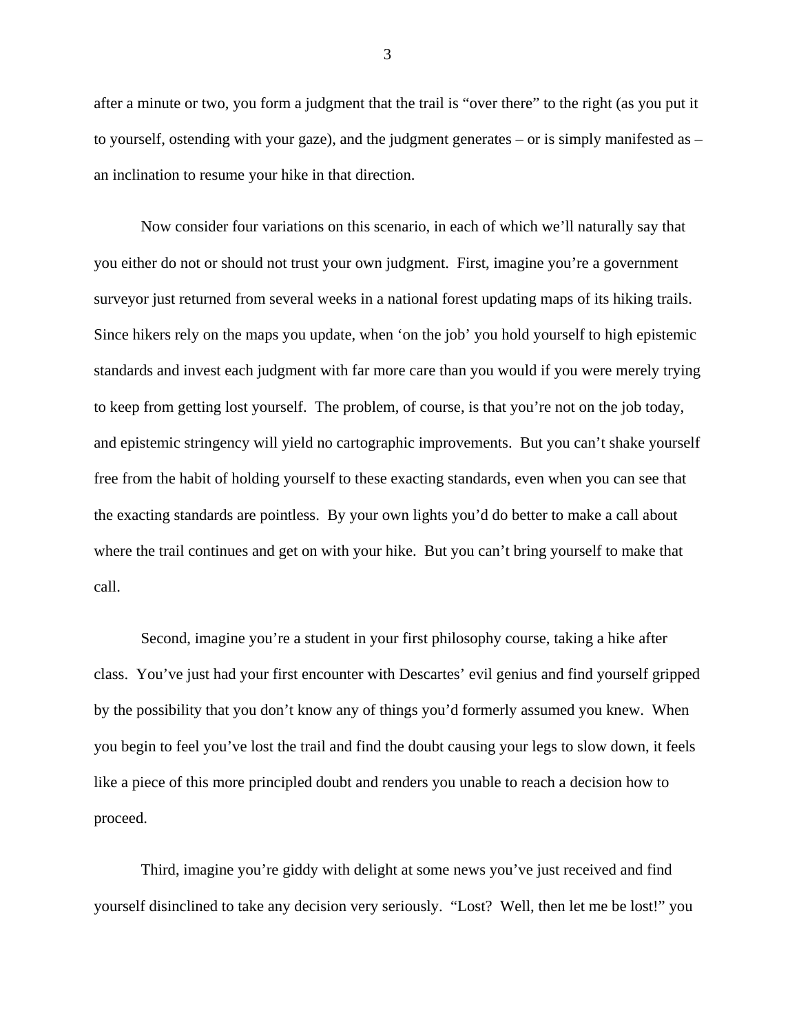after a minute or two, you form a judgment that the trail is "over there" to the right (as you put it to yourself, ostending with your gaze), and the judgment generates – or is simply manifested as – an inclination to resume your hike in that direction.

Now consider four variations on this scenario, in each of which we'll naturally say that you either do not or should not trust your own judgment. First, imagine you're a government surveyor just returned from several weeks in a national forest updating maps of its hiking trails. Since hikers rely on the maps you update, when 'on the job' you hold yourself to high epistemic standards and invest each judgment with far more care than you would if you were merely trying to keep from getting lost yourself. The problem, of course, is that you're not on the job today, and epistemic stringency will yield no cartographic improvements. But you can't shake yourself free from the habit of holding yourself to these exacting standards, even when you can see that the exacting standards are pointless. By your own lights you'd do better to make a call about where the trail continues and get on with your hike. But you can't bring yourself to make that call.

Second, imagine you're a student in your first philosophy course, taking a hike after class. You've just had your first encounter with Descartes' evil genius and find yourself gripped by the possibility that you don't know any of things you'd formerly assumed you knew. When you begin to feel you've lost the trail and find the doubt causing your legs to slow down, it feels like a piece of this more principled doubt and renders you unable to reach a decision how to proceed.

Third, imagine you're giddy with delight at some news you've just received and find yourself disinclined to take any decision very seriously. "Lost? Well, then let me be lost!" you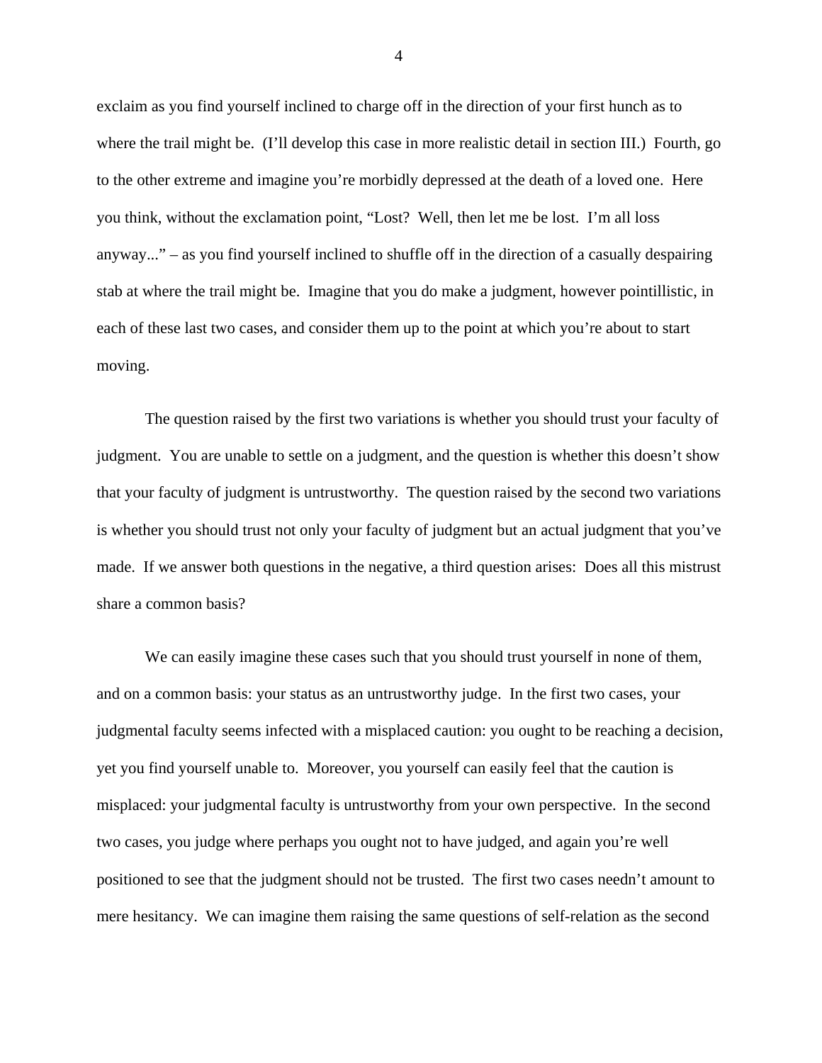exclaim as you find yourself inclined to charge off in the direction of your first hunch as to where the trail might be. (I'll develop this case in more realistic detail in section III.) Fourth, go to the other extreme and imagine you're morbidly depressed at the death of a loved one. Here you think, without the exclamation point, "Lost? Well, then let me be lost. I'm all loss anyway..." – as you find yourself inclined to shuffle off in the direction of a casually despairing stab at where the trail might be. Imagine that you do make a judgment, however pointillistic, in each of these last two cases, and consider them up to the point at which you're about to start moving.

The question raised by the first two variations is whether you should trust your faculty of judgment. You are unable to settle on a judgment, and the question is whether this doesn't show that your faculty of judgment is untrustworthy. The question raised by the second two variations is whether you should trust not only your faculty of judgment but an actual judgment that you've made. If we answer both questions in the negative, a third question arises: Does all this mistrust share a common basis?

We can easily imagine these cases such that you should trust yourself in none of them, and on a common basis: your status as an untrustworthy judge. In the first two cases, your judgmental faculty seems infected with a misplaced caution: you ought to be reaching a decision, yet you find yourself unable to. Moreover, you yourself can easily feel that the caution is misplaced: your judgmental faculty is untrustworthy from your own perspective. In the second two cases, you judge where perhaps you ought not to have judged, and again you're well positioned to see that the judgment should not be trusted. The first two cases needn't amount to mere hesitancy. We can imagine them raising the same questions of self-relation as the second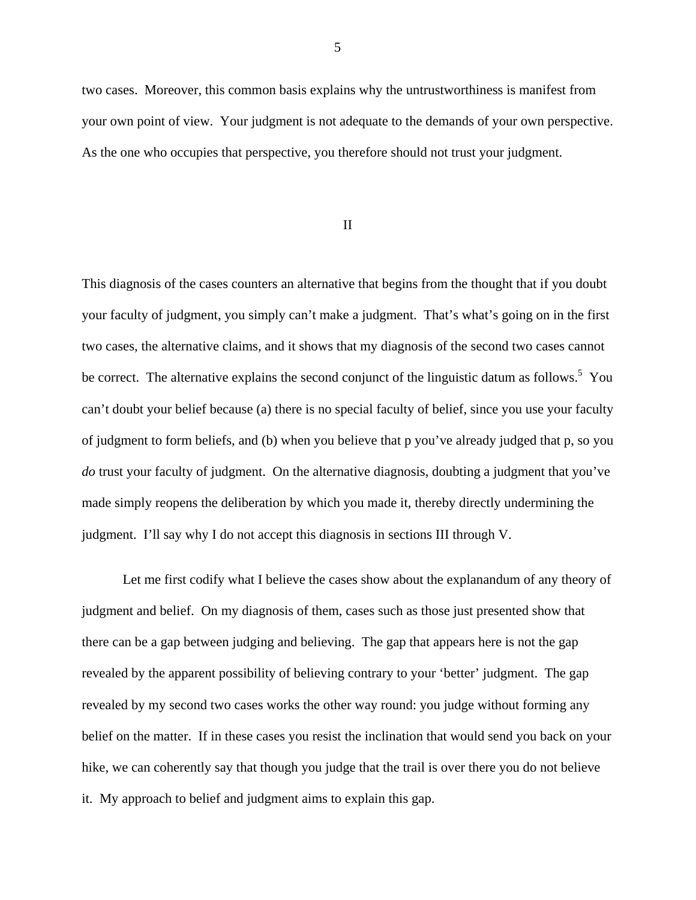two cases. Moreover, this common basis explains why the untrustworthiness is manifest from your own point of view. Your judgment is not adequate to the demands of your own perspective. As the one who occupies that perspective, you therefore should not trust your judgment.

## II

This diagnosis of the cases counters an alternative that begins from the thought that if you doubt your faculty of judgment, you simply can't make a judgment. That's what's going on in the first two cases, the alternative claims, and it shows that my diagnosis of the second two cases cannot be correct. The alternative explains the second conjunct of the linguistic datum as follows.[5] You can't doubt your belief because (a) there is no special faculty of belief, since you use your faculty of judgment to form beliefs, and (b) when you believe that p you've already judged that p, so you *do* trust your faculty of judgment. On the alternative diagnosis, doubting a judgment that you've made simply reopens the deliberation by which you made it, thereby directly undermining the judgment. I'll say why I do not accept this diagnosis in sections III through V.

Let me first codify what I believe the cases show about the explanandum of any theory of judgment and belief. On my diagnosis of them, cases such as those just presented show that there can be a gap between judging and believing. The gap that appears here is not the gap revealed by the apparent possibility of believing contrary to your 'better' judgment. The gap revealed by my second two cases works the other way round: you judge without forming any belief on the matter. If in these cases you resist the inclination that would send you back on your hike, we can coherently say that though you judge that the trail is over there you do not believe it. My approach to belief and judgment aims to explain this gap.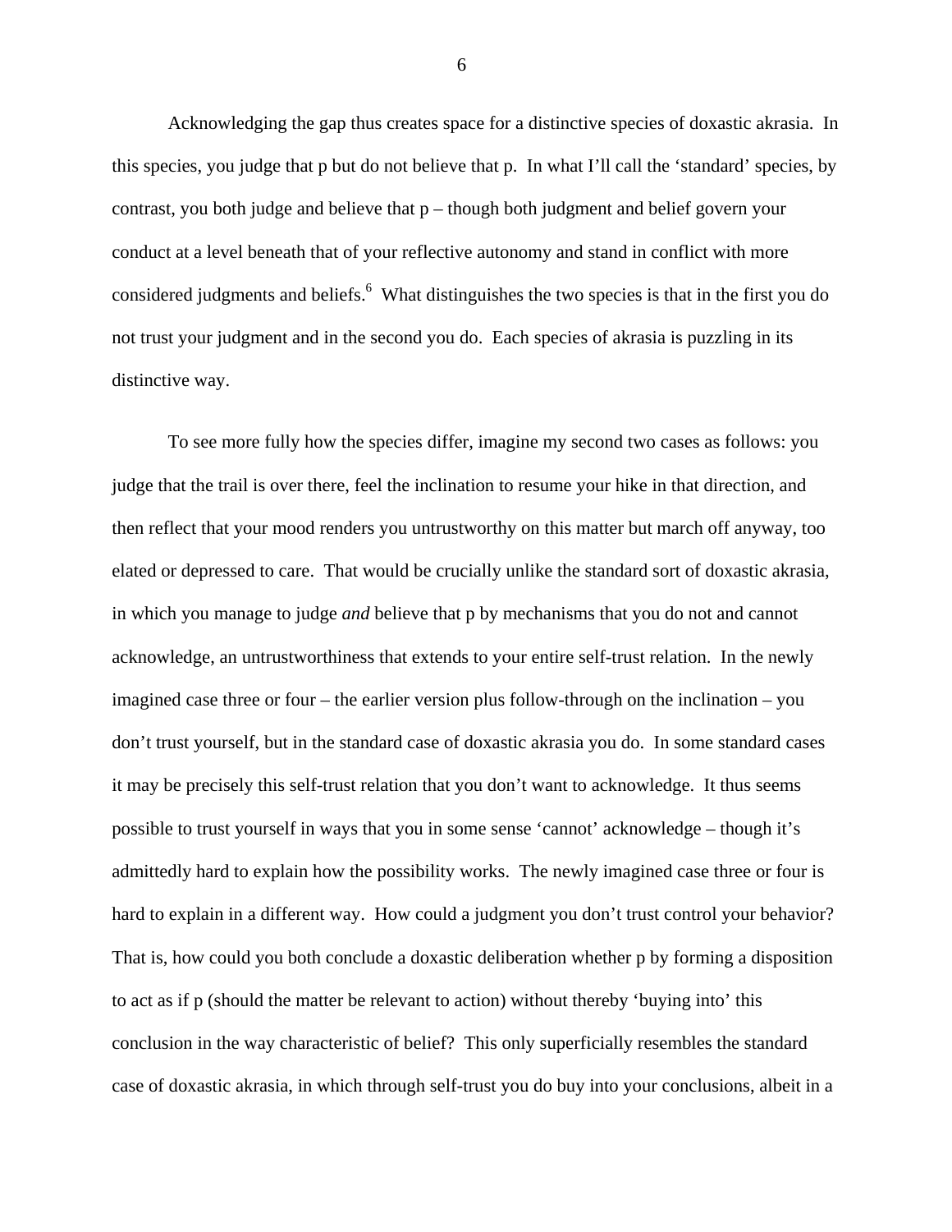Acknowledging the gap thus creates space for a distinctive species of doxastic akrasia. In this species, you judge that p but do not believe that p. In what I'll call the 'standard' species, by contrast, you both judge and believe that p – though both judgment and belief govern your conduct at a level beneath that of your reflective autonomy and stand in conflict with more considered judgments and beliefs.[6] What distinguishes the two species is that in the first you do not trust your judgment and in the second you do. Each species of akrasia is puzzling in its distinctive way.

To see more fully how the species differ, imagine my second two cases as follows: you judge that the trail is over there, feel the inclination to resume your hike in that direction, and then reflect that your mood renders you untrustworthy on this matter but march off anyway, too elated or depressed to care. That would be crucially unlike the standard sort of doxastic akrasia, in which you manage to judge *and* believe that p by mechanisms that you do not and cannot acknowledge, an untrustworthiness that extends to your entire self-trust relation. In the newly imagined case three or four – the earlier version plus follow-through on the inclination – you don't trust yourself, but in the standard case of doxastic akrasia you do. In some standard cases it may be precisely this self-trust relation that you don't want to acknowledge. It thus seems possible to trust yourself in ways that you in some sense 'cannot' acknowledge – though it's admittedly hard to explain how the possibility works. The newly imagined case three or four is hard to explain in a different way. How could a judgment you don't trust control your behavior? That is, how could you both conclude a doxastic deliberation whether p by forming a disposition to act as if p (should the matter be relevant to action) without thereby 'buying into' this conclusion in the way characteristic of belief? This only superficially resembles the standard case of doxastic akrasia, in which through self-trust you do buy into your conclusions, albeit in a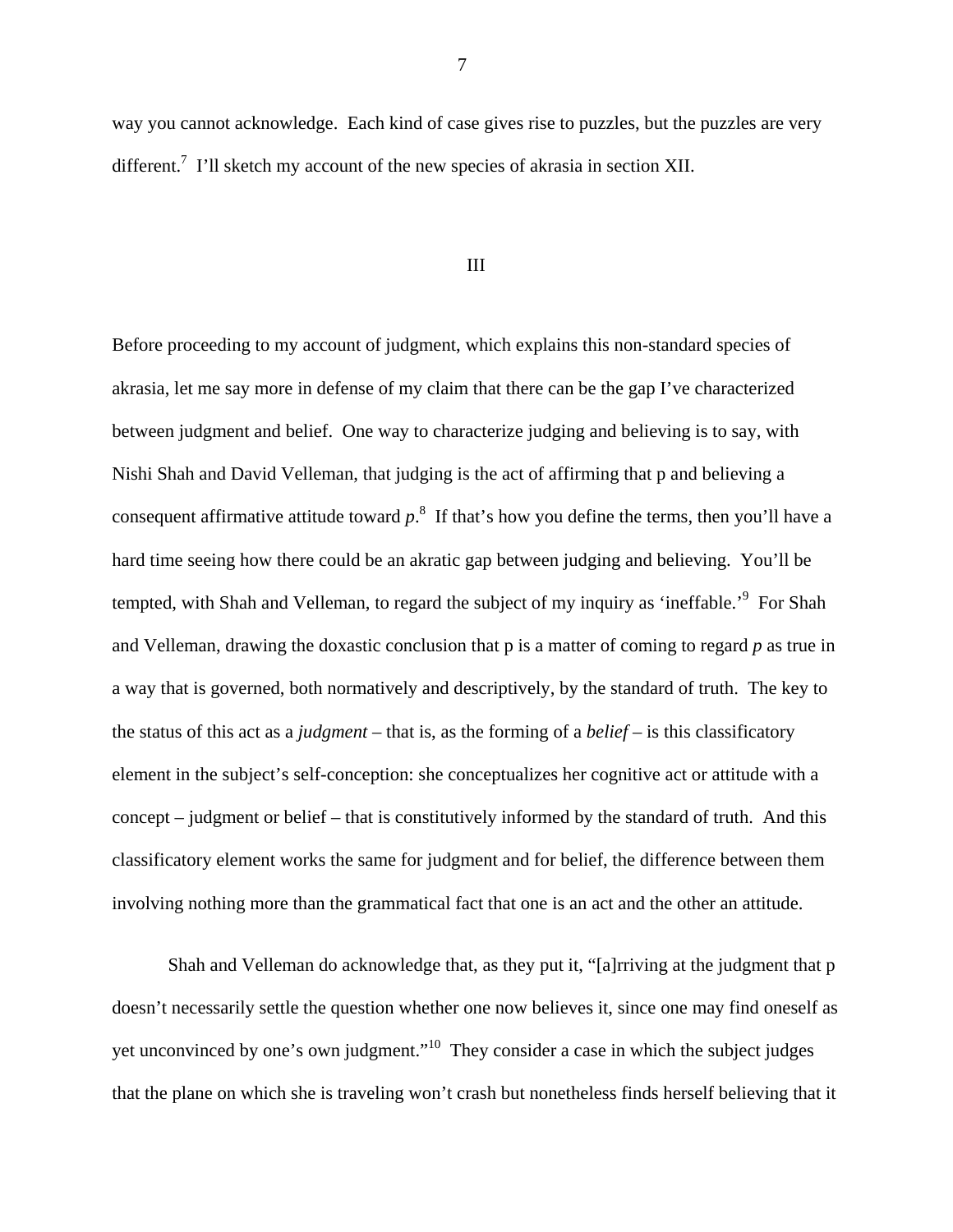way you cannot acknowledge. Each kind of case gives rise to puzzles, but the puzzles are very different.[7] I'll sketch my account of the new species of akrasia in section XII.

## III

Before proceeding to my account of judgment, which explains this non-standard species of akrasia, let me say more in defense of my claim that there can be the gap I've characterized between judgment and belief. One way to characterize judging and believing is to say, with Nishi Shah and David Velleman, that judging is the act of affirming that p and believing a consequent affirmative attitude toward *p*.[8] If that's how you define the terms, then you'll have a hard time seeing how there could be an akratic gap between judging and believing. You'll be tempted, with Shah and Velleman, to regard the subject of my inquiry as 'ineffable.'[9] For Shah and Velleman, drawing the doxastic conclusion that p is a matter of coming to regard *p* as true in a way that is governed, both normatively and descriptively, by the standard of truth. The key to the status of this act as a *judgment* – that is, as the forming of a *belief* – is this classificatory element in the subject's self-conception: she conceptualizes her cognitive act or attitude with a concept – judgment or belief – that is constitutively informed by the standard of truth. And this classificatory element works the same for judgment and for belief, the difference between them involving nothing more than the grammatical fact that one is an act and the other an attitude.

Shah and Velleman do acknowledge that, as they put it, "[a]rriving at the judgment that p doesn't necessarily settle the question whether one now believes it, since one may find oneself as yet unconvinced by one's own judgment."[10] They consider a case in which the subject judges that the plane on which she is traveling won't crash but nonetheless finds herself believing that it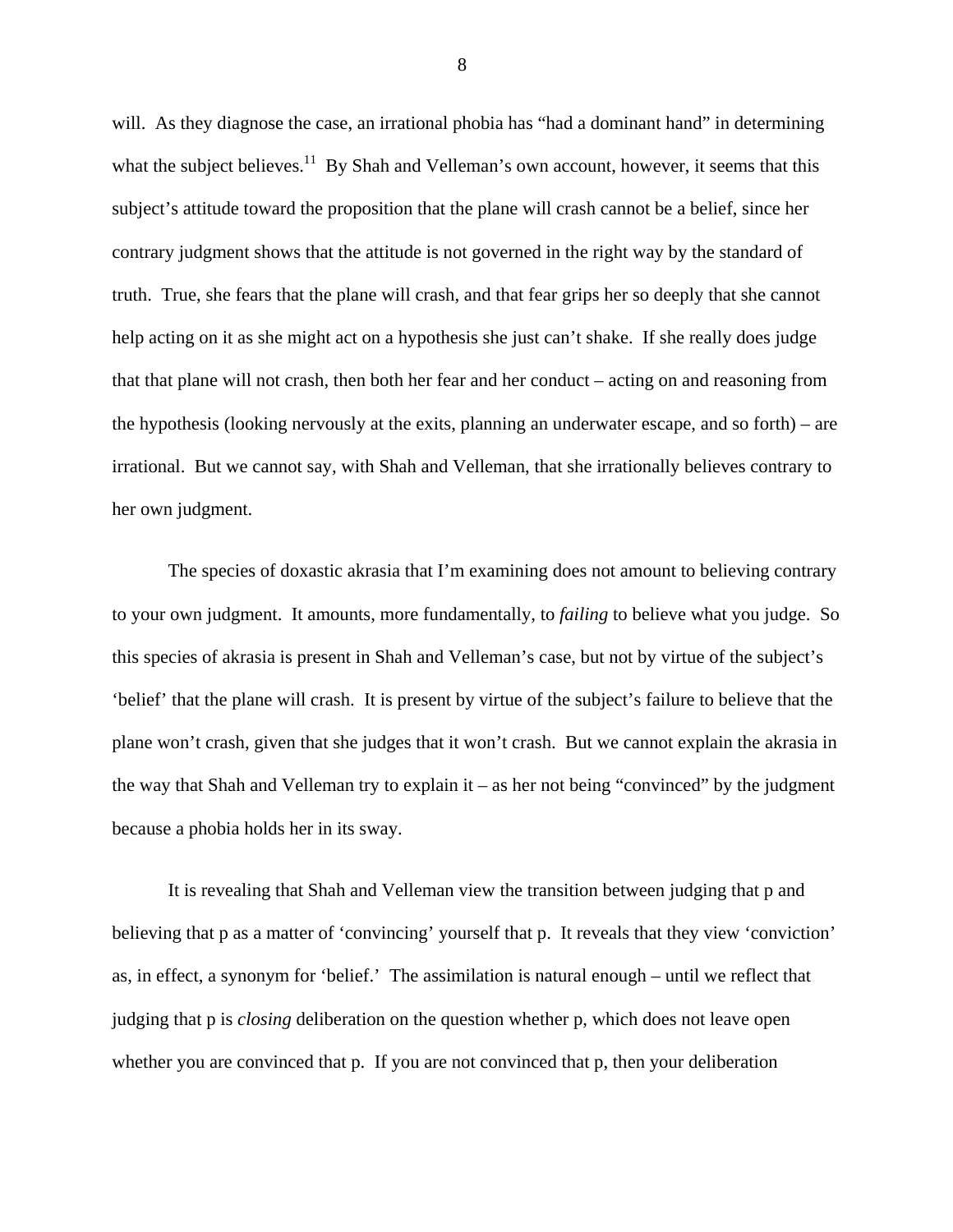will. As they diagnose the case, an irrational phobia has "had a dominant hand" in determining what the subject believes.[11] By Shah and Velleman's own account, however, it seems that this subject's attitude toward the proposition that the plane will crash cannot be a belief, since her contrary judgment shows that the attitude is not governed in the right way by the standard of truth. True, she fears that the plane will crash, and that fear grips her so deeply that she cannot help acting on it as she might act on a hypothesis she just can't shake. If she really does judge that that plane will not crash, then both her fear and her conduct – acting on and reasoning from the hypothesis (looking nervously at the exits, planning an underwater escape, and so forth) – are irrational. But we cannot say, with Shah and Velleman, that she irrationally believes contrary to her own judgment.

The species of doxastic akrasia that I'm examining does not amount to believing contrary to your own judgment. It amounts, more fundamentally, to *failing* to believe what you judge. So this species of akrasia is present in Shah and Velleman's case, but not by virtue of the subject's 'belief' that the plane will crash. It is present by virtue of the subject's failure to believe that the plane won't crash, given that she judges that it won't crash. But we cannot explain the akrasia in the way that Shah and Velleman try to explain it – as her not being "convinced" by the judgment because a phobia holds her in its sway.

It is revealing that Shah and Velleman view the transition between judging that p and believing that p as a matter of 'convincing' yourself that p. It reveals that they view 'conviction' as, in effect, a synonym for 'belief.' The assimilation is natural enough – until we reflect that judging that p is *closing* deliberation on the question whether p, which does not leave open whether you are convinced that p. If you are not convinced that p, then your deliberation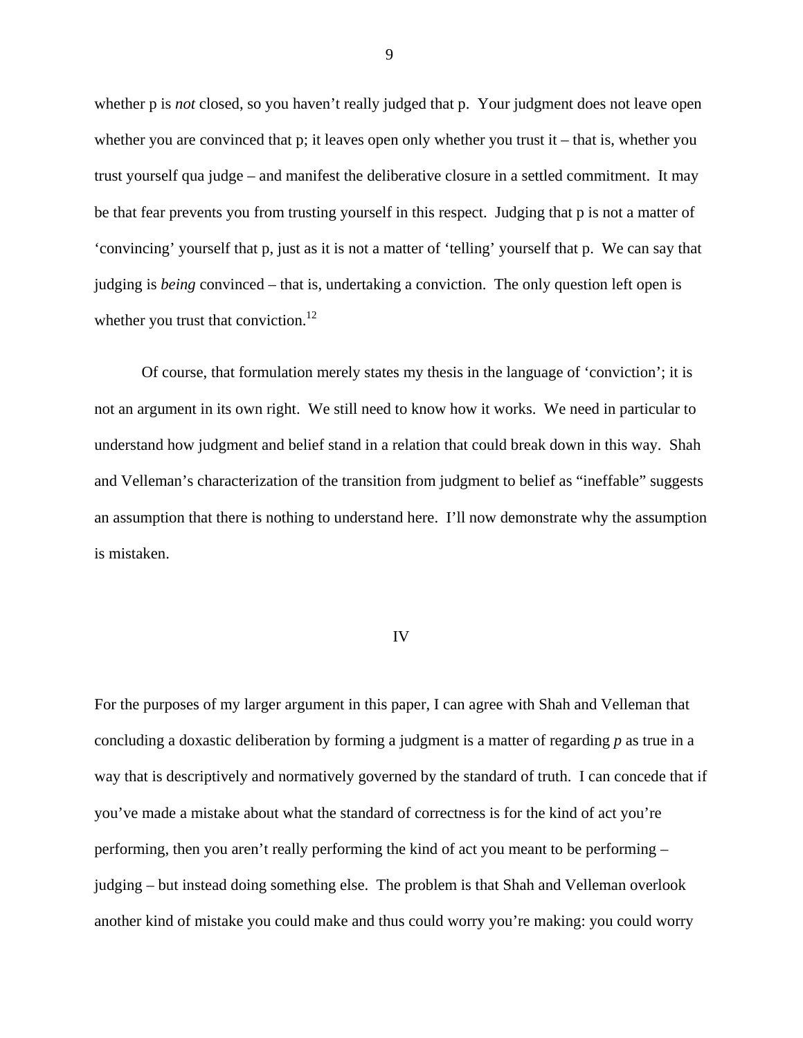whether p is *not* closed, so you haven't really judged that p. Your judgment does not leave open whether you are convinced that p; it leaves open only whether you trust it – that is, whether you trust yourself qua judge – and manifest the deliberative closure in a settled commitment. It may be that fear prevents you from trusting yourself in this respect. Judging that p is not a matter of 'convincing' yourself that p, just as it is not a matter of 'telling' yourself that p. We can say that judging is *being* convinced – that is, undertaking a conviction. The only question left open is whether you trust that conviction.[12]

Of course, that formulation merely states my thesis in the language of 'conviction'; it is not an argument in its own right. We still need to know how it works. We need in particular to understand how judgment and belief stand in a relation that could break down in this way. Shah and Velleman's characterization of the transition from judgment to belief as "ineffable" suggests an assumption that there is nothing to understand here. I'll now demonstrate why the assumption is mistaken.

## IV

For the purposes of my larger argument in this paper, I can agree with Shah and Velleman that concluding a doxastic deliberation by forming a judgment is a matter of regarding *p* as true in a way that is descriptively and normatively governed by the standard of truth. I can concede that if you've made a mistake about what the standard of correctness is for the kind of act you're performing, then you aren't really performing the kind of act you meant to be performing – judging – but instead doing something else. The problem is that Shah and Velleman overlook another kind of mistake you could make and thus could worry you're making: you could worry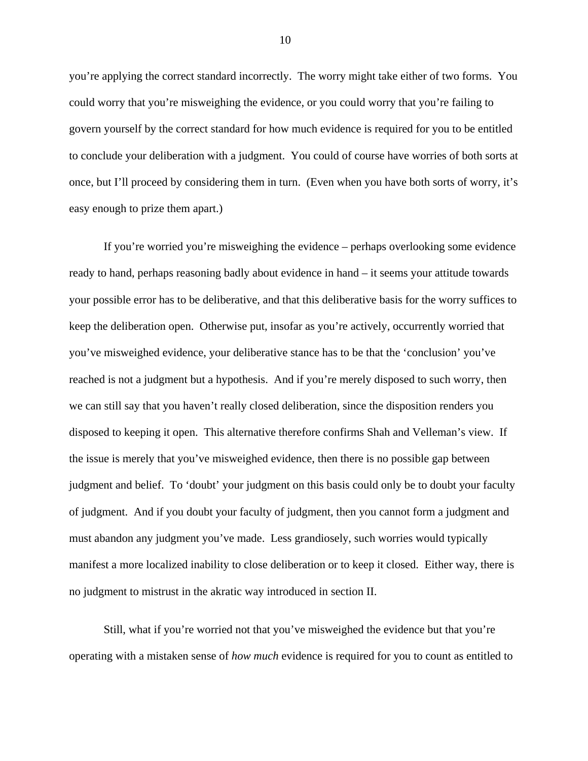you're applying the correct standard incorrectly. The worry might take either of two forms. You could worry that you're misweighing the evidence, or you could worry that you're failing to govern yourself by the correct standard for how much evidence is required for you to be entitled to conclude your deliberation with a judgment. You could of course have worries of both sorts at once, but I'll proceed by considering them in turn. (Even when you have both sorts of worry, it's easy enough to prize them apart.)

If you're worried you're misweighing the evidence – perhaps overlooking some evidence ready to hand, perhaps reasoning badly about evidence in hand – it seems your attitude towards your possible error has to be deliberative, and that this deliberative basis for the worry suffices to keep the deliberation open. Otherwise put, insofar as you're actively, occurrently worried that you've misweighed evidence, your deliberative stance has to be that the 'conclusion' you've reached is not a judgment but a hypothesis. And if you're merely disposed to such worry, then we can still say that you haven't really closed deliberation, since the disposition renders you disposed to keeping it open. This alternative therefore confirms Shah and Velleman's view. If the issue is merely that you've misweighed evidence, then there is no possible gap between judgment and belief. To 'doubt' your judgment on this basis could only be to doubt your faculty of judgment. And if you doubt your faculty of judgment, then you cannot form a judgment and must abandon any judgment you've made. Less grandiosely, such worries would typically manifest a more localized inability to close deliberation or to keep it closed. Either way, there is no judgment to mistrust in the akratic way introduced in section II.

Still, what if you're worried not that you've misweighed the evidence but that you're operating with a mistaken sense of *how much* evidence is required for you to count as entitled to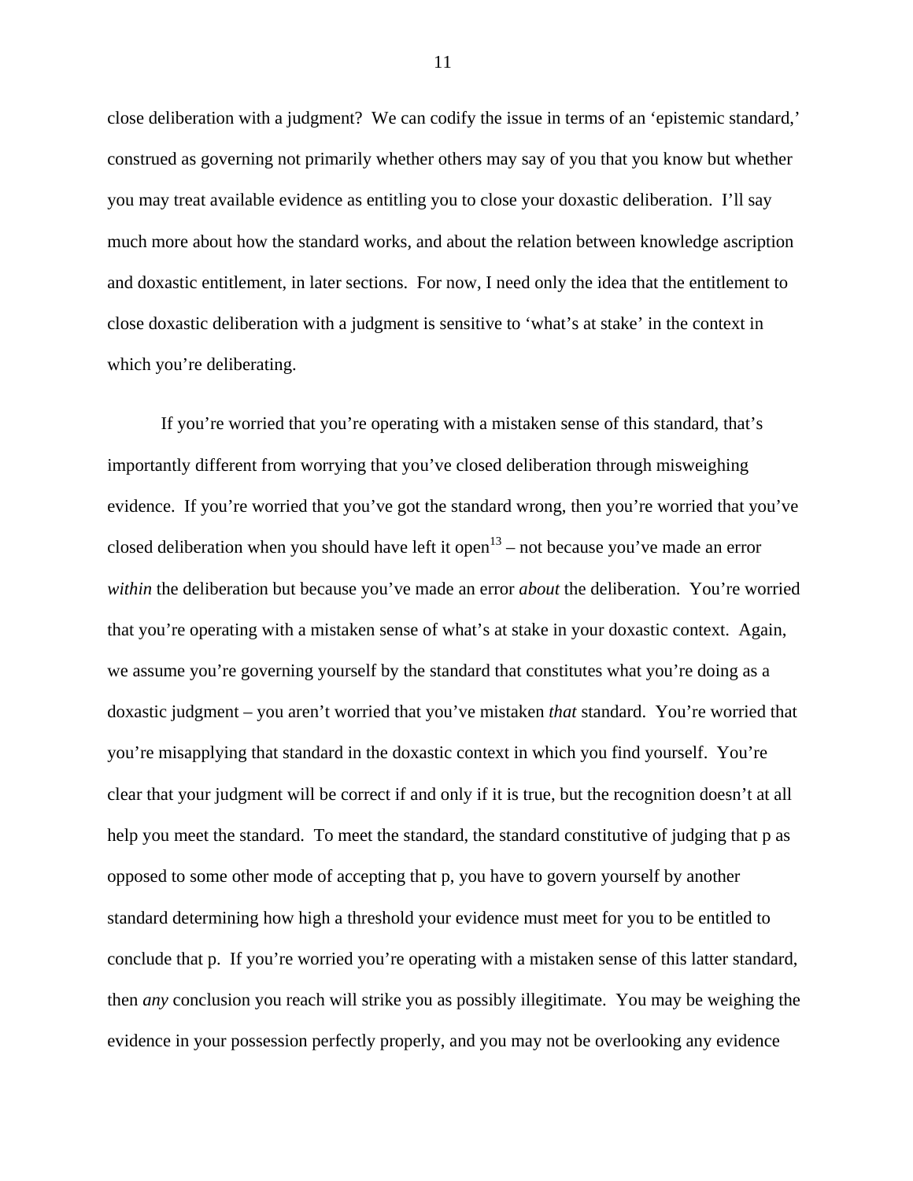close deliberation with a judgment? We can codify the issue in terms of an 'epistemic standard,' construed as governing not primarily whether others may say of you that you know but whether you may treat available evidence as entitling you to close your doxastic deliberation. I'll say much more about how the standard works, and about the relation between knowledge ascription and doxastic entitlement, in later sections. For now, I need only the idea that the entitlement to close doxastic deliberation with a judgment is sensitive to 'what's at stake' in the context in which you're deliberating.

If you're worried that you're operating with a mistaken sense of this standard, that's importantly different from worrying that you've closed deliberation through misweighing evidence. If you're worried that you've got the standard wrong, then you're worried that you've closed deliberation when you should have left it open[13] – not because you've made an error *within* the deliberation but because you've made an error *about* the deliberation. You're worried that you're operating with a mistaken sense of what's at stake in your doxastic context. Again, we assume you're governing yourself by the standard that constitutes what you're doing as a doxastic judgment – you aren't worried that you've mistaken *that* standard. You're worried that you're misapplying that standard in the doxastic context in which you find yourself. You're clear that your judgment will be correct if and only if it is true, but the recognition doesn't at all help you meet the standard. To meet the standard, the standard constitutive of judging that p as opposed to some other mode of accepting that p, you have to govern yourself by another standard determining how high a threshold your evidence must meet for you to be entitled to conclude that p. If you're worried you're operating with a mistaken sense of this latter standard, then *any* conclusion you reach will strike you as possibly illegitimate. You may be weighing the evidence in your possession perfectly properly, and you may not be overlooking any evidence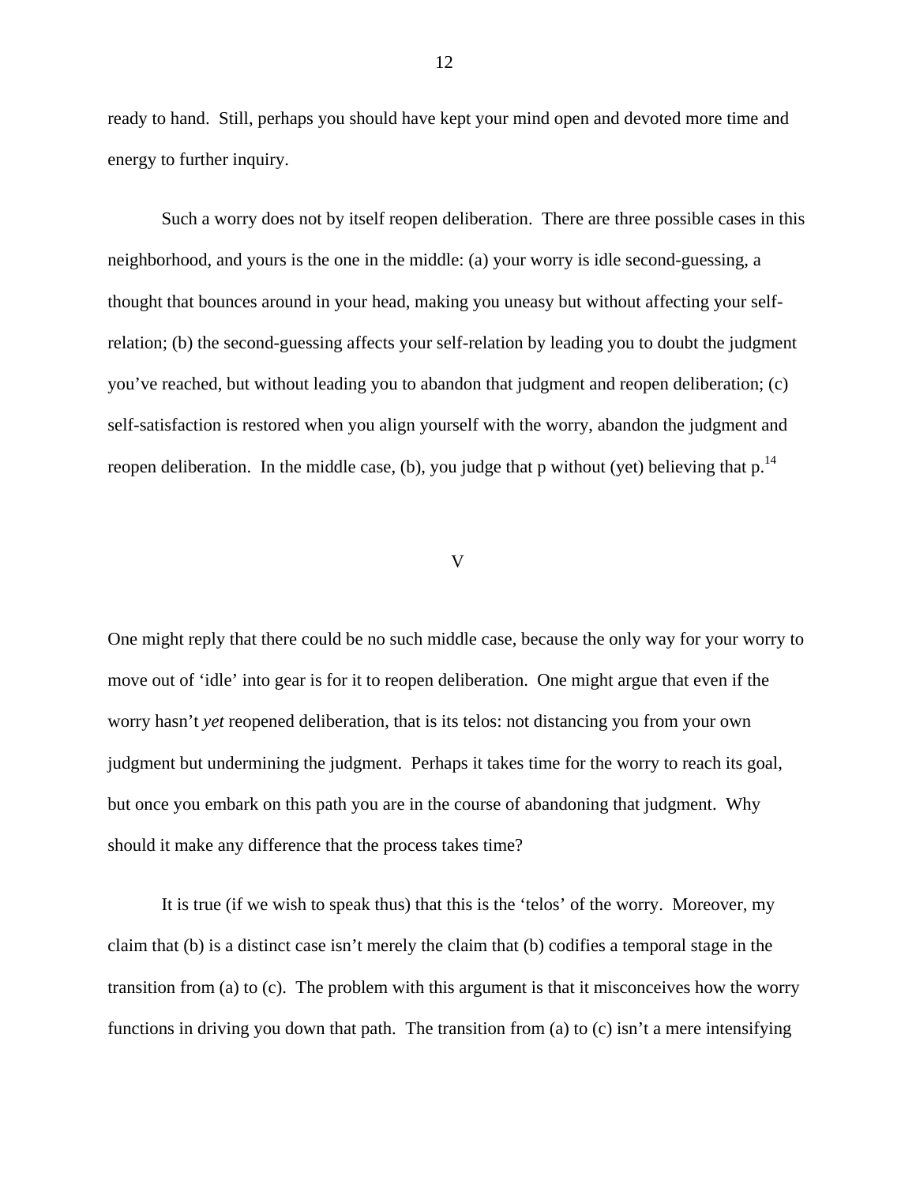ready to hand. Still, perhaps you should have kept your mind open and devoted more time and energy to further inquiry.

Such a worry does not by itself reopen deliberation. There are three possible cases in this neighborhood, and yours is the one in the middle: (a) your worry is idle second-guessing, a thought that bounces around in your head, making you uneasy but without affecting your self-relation; (b) the second-guessing affects your self-relation by leading you to doubt the judgment you've reached, but without leading you to abandon that judgment and reopen deliberation; (c) self-satisfaction is restored when you align yourself with the worry, abandon the judgment and reopen deliberation. In the middle case, (b), you judge that p without (yet) believing that p.[14]

## V

One might reply that there could be no such middle case, because the only way for your worry to move out of 'idle' into gear is for it to reopen deliberation. One might argue that even if the worry hasn't *yet* reopened deliberation, that is its telos: not distancing you from your own judgment but undermining the judgment. Perhaps it takes time for the worry to reach its goal, but once you embark on this path you are in the course of abandoning that judgment. Why should it make any difference that the process takes time?

It is true (if we wish to speak thus) that this is the 'telos' of the worry. Moreover, my claim that (b) is a distinct case isn't merely the claim that (b) codifies a temporal stage in the transition from (a) to (c). The problem with this argument is that it misconceives how the worry functions in driving you down that path. The transition from (a) to (c) isn't a mere intensifying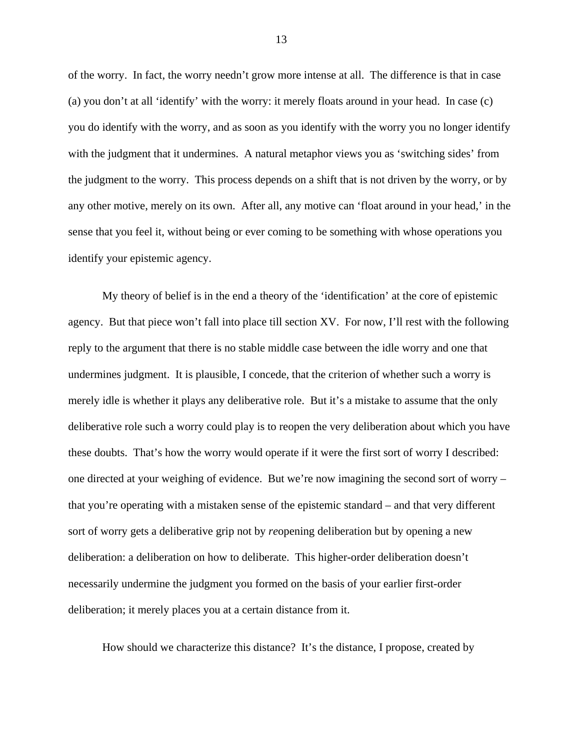of the worry. In fact, the worry needn't grow more intense at all. The difference is that in case (a) you don't at all 'identify' with the worry: it merely floats around in your head. In case (c) you do identify with the worry, and as soon as you identify with the worry you no longer identify with the judgment that it undermines. A natural metaphor views you as 'switching sides' from the judgment to the worry. This process depends on a shift that is not driven by the worry, or by any other motive, merely on its own. After all, any motive can 'float around in your head,' in the sense that you feel it, without being or ever coming to be something with whose operations you identify your epistemic agency.

My theory of belief is in the end a theory of the 'identification' at the core of epistemic agency. But that piece won't fall into place till section XV. For now, I'll rest with the following reply to the argument that there is no stable middle case between the idle worry and one that undermines judgment. It is plausible, I concede, that the criterion of whether such a worry is merely idle is whether it plays any deliberative role. But it's a mistake to assume that the only deliberative role such a worry could play is to reopen the very deliberation about which you have these doubts. That's how the worry would operate if it were the first sort of worry I described: one directed at your weighing of evidence. But we're now imagining the second sort of worry – that you're operating with a mistaken sense of the epistemic standard – and that very different sort of worry gets a deliberative grip not by *re*opening deliberation but by opening a new deliberation: a deliberation on how to deliberate. This higher-order deliberation doesn't necessarily undermine the judgment you formed on the basis of your earlier first-order deliberation; it merely places you at a certain distance from it.

How should we characterize this distance? It's the distance, I propose, created by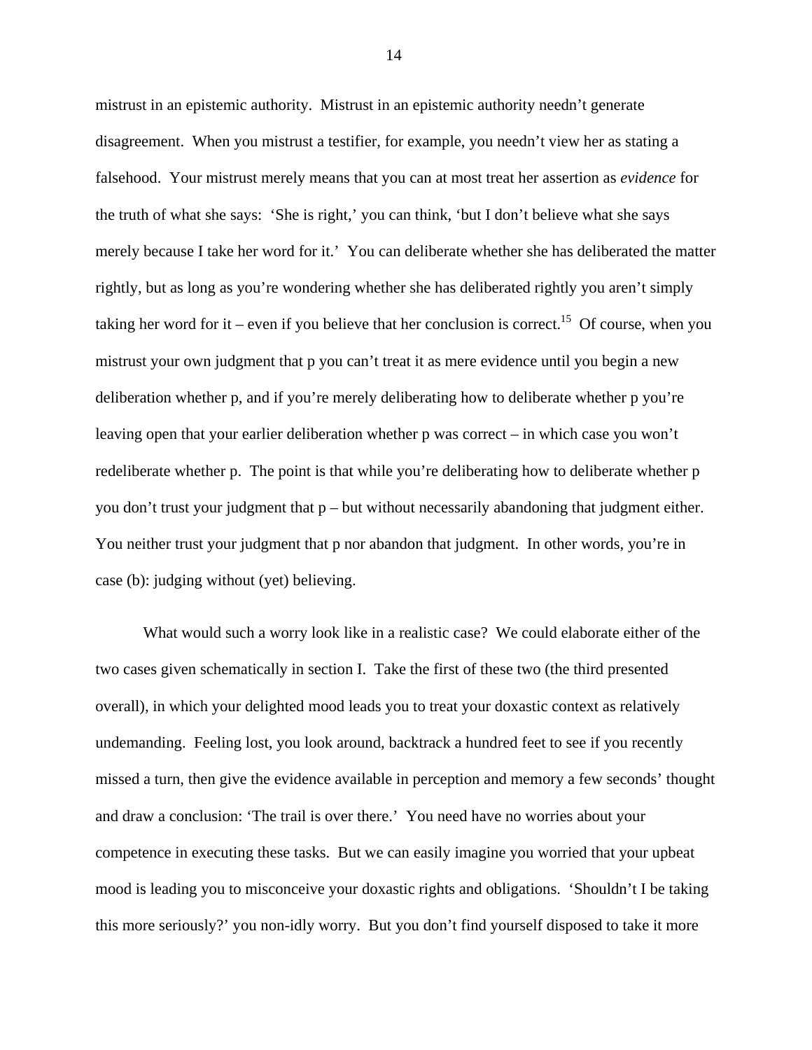mistrust in an epistemic authority. Mistrust in an epistemic authority needn't generate disagreement. When you mistrust a testifier, for example, you needn't view her as stating a falsehood. Your mistrust merely means that you can at most treat her assertion as *evidence* for the truth of what she says: 'She is right,' you can think, 'but I don't believe what she says merely because I take her word for it.' You can deliberate whether she has deliberated the matter rightly, but as long as you're wondering whether she has deliberated rightly you aren't simply taking her word for it – even if you believe that her conclusion is correct.[15] Of course, when you mistrust your own judgment that p you can't treat it as mere evidence until you begin a new deliberation whether p, and if you're merely deliberating how to deliberate whether p you're leaving open that your earlier deliberation whether p was correct – in which case you won't redeliberate whether p. The point is that while you're deliberating how to deliberate whether p you don't trust your judgment that p – but without necessarily abandoning that judgment either. You neither trust your judgment that p nor abandon that judgment. In other words, you're in case (b): judging without (yet) believing.

What would such a worry look like in a realistic case? We could elaborate either of the two cases given schematically in section I. Take the first of these two (the third presented overall), in which your delighted mood leads you to treat your doxastic context as relatively undemanding. Feeling lost, you look around, backtrack a hundred feet to see if you recently missed a turn, then give the evidence available in perception and memory a few seconds' thought and draw a conclusion: 'The trail is over there.' You need have no worries about your competence in executing these tasks. But we can easily imagine you worried that your upbeat mood is leading you to misconceive your doxastic rights and obligations. 'Shouldn't I be taking this more seriously?' you non-idly worry. But you don't find yourself disposed to take it more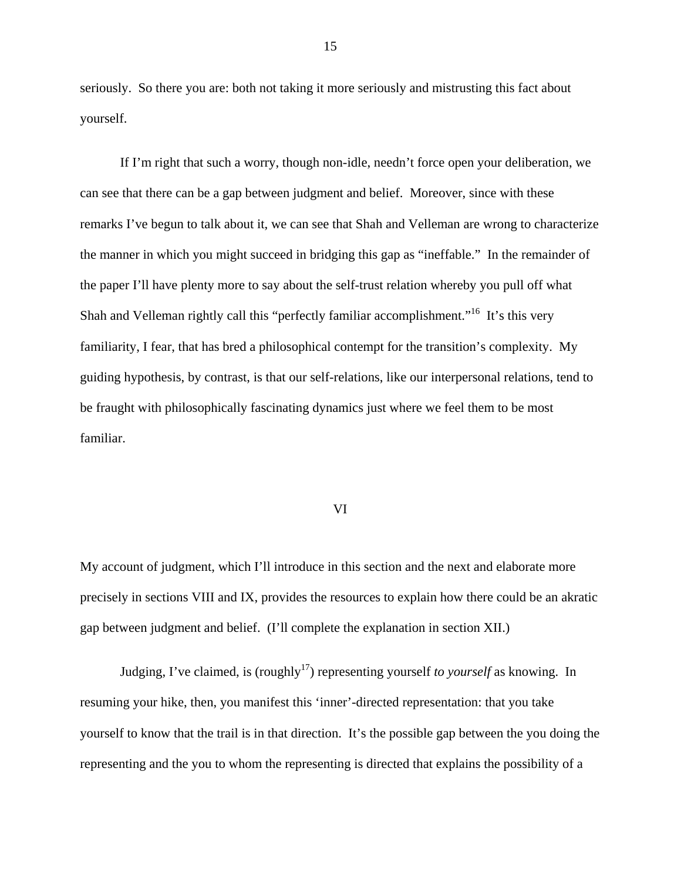seriously. So there you are: both not taking it more seriously and mistrusting this fact about yourself.

If I'm right that such a worry, though non-idle, needn't force open your deliberation, we can see that there can be a gap between judgment and belief. Moreover, since with these remarks I've begun to talk about it, we can see that Shah and Velleman are wrong to characterize the manner in which you might succeed in bridging this gap as "ineffable." In the remainder of the paper I'll have plenty more to say about the self-trust relation whereby you pull off what Shah and Velleman rightly call this "perfectly familiar accomplishment."[16] It's this very familiarity, I fear, that has bred a philosophical contempt for the transition's complexity. My guiding hypothesis, by contrast, is that our self-relations, like our interpersonal relations, tend to be fraught with philosophically fascinating dynamics just where we feel them to be most familiar.

## VI

My account of judgment, which I'll introduce in this section and the next and elaborate more precisely in sections VIII and IX, provides the resources to explain how there could be an akratic gap between judgment and belief. (I'll complete the explanation in section XII.)

Judging, I've claimed, is (roughly[17]) representing yourself *to yourself* as knowing. In resuming your hike, then, you manifest this 'inner'-directed representation: that you take yourself to know that the trail is in that direction. It's the possible gap between the you doing the representing and the you to whom the representing is directed that explains the possibility of a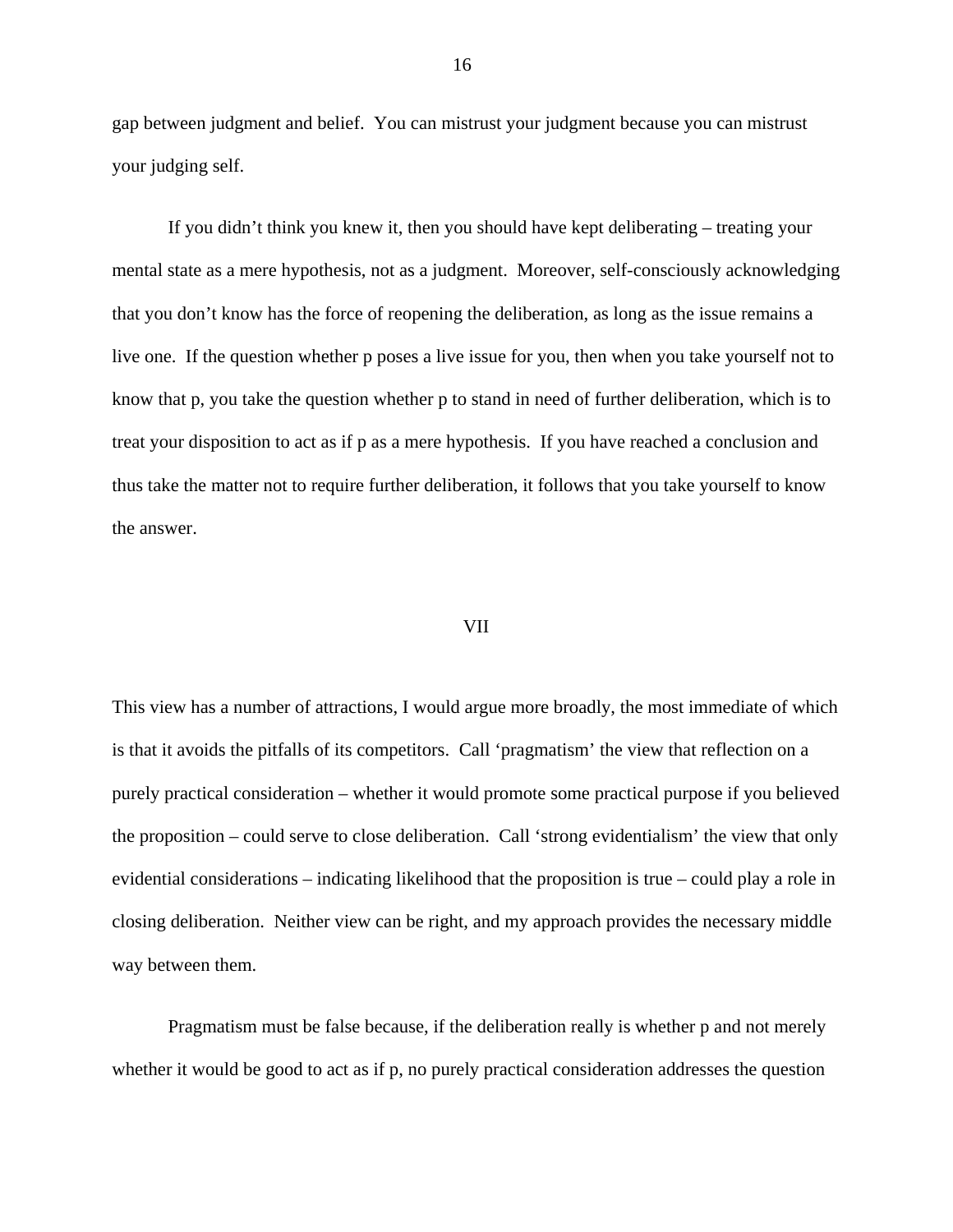gap between judgment and belief.  You can mistrust your judgment because you can mistrust your judging self.

If you didn't think you knew it, then you should have kept deliberating – treating your mental state as a mere hypothesis, not as a judgment.  Moreover, self-consciously acknowledging that you don't know has the force of reopening the deliberation, as long as the issue remains a live one.  If the question whether p poses a live issue for you, then when you take yourself not to know that p, you take the question whether p to stand in need of further deliberation, which is to treat your disposition to act as if p as a mere hypothesis.  If you have reached a conclusion and thus take the matter not to require further deliberation, it follows that you take yourself to know the answer.

## VII

This view has a number of attractions, I would argue more broadly, the most immediate of which is that it avoids the pitfalls of its competitors.  Call 'pragmatism' the view that reflection on a purely practical consideration – whether it would promote some practical purpose if you believed the proposition – could serve to close deliberation.  Call 'strong evidentialism' the view that only evidential considerations – indicating likelihood that the proposition is true – could play a role in closing deliberation.  Neither view can be right, and my approach provides the necessary middle way between them.

Pragmatism must be false because, if the deliberation really is whether p and not merely whether it would be good to act as if p, no purely practical consideration addresses the question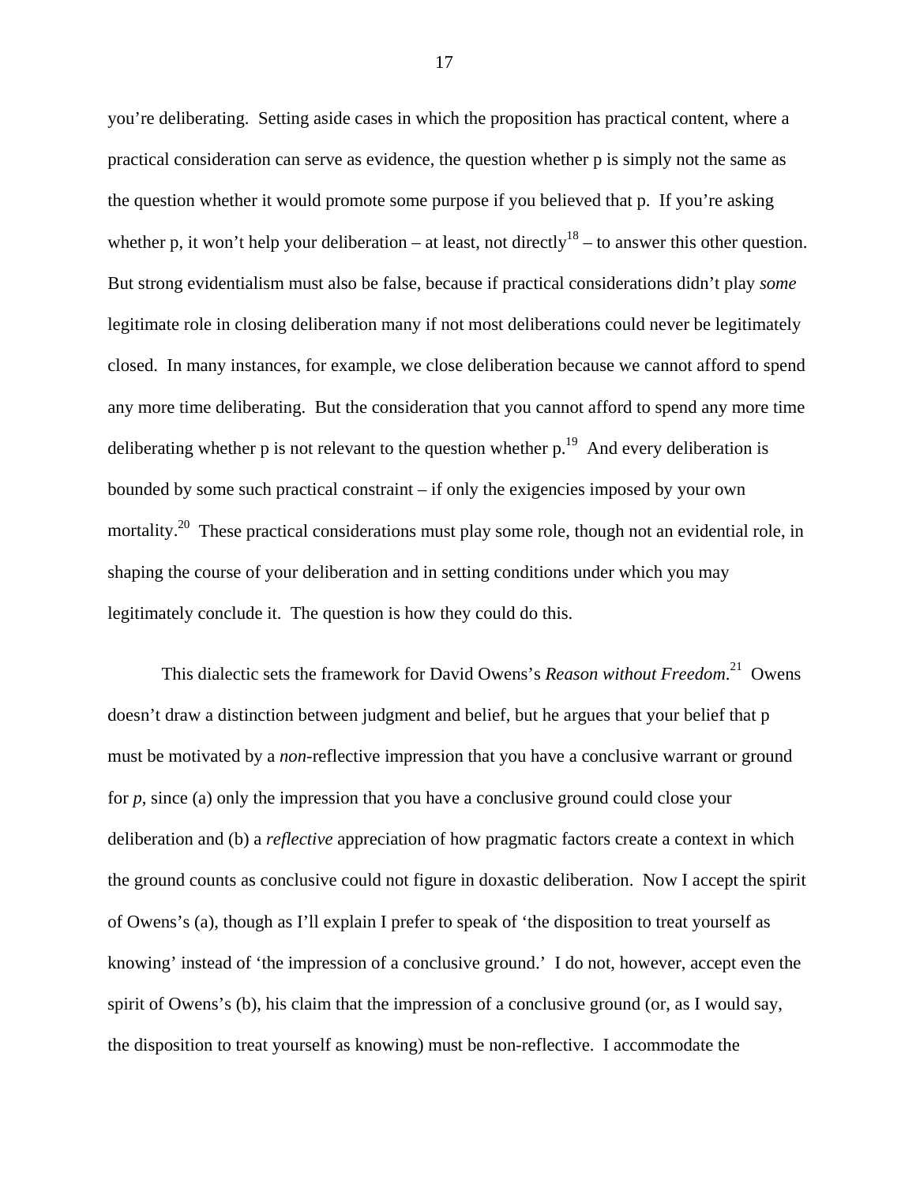you're deliberating. Setting aside cases in which the proposition has practical content, where a practical consideration can serve as evidence, the question whether p is simply not the same as the question whether it would promote some purpose if you believed that p. If you're asking whether p, it won't help your deliberation – at least, not directly[18] – to answer this other question. But strong evidentialism must also be false, because if practical considerations didn't play *some* legitimate role in closing deliberation many if not most deliberations could never be legitimately closed. In many instances, for example, we close deliberation because we cannot afford to spend any more time deliberating. But the consideration that you cannot afford to spend any more time deliberating whether p is not relevant to the question whether p.[19] And every deliberation is bounded by some such practical constraint – if only the exigencies imposed by your own mortality.[20] These practical considerations must play some role, though not an evidential role, in shaping the course of your deliberation and in setting conditions under which you may legitimately conclude it. The question is how they could do this.

This dialectic sets the framework for David Owens's *Reason without Freedom*.[21] Owens doesn't draw a distinction between judgment and belief, but he argues that your belief that p must be motivated by a *non*-reflective impression that you have a conclusive warrant or ground for *p*, since (a) only the impression that you have a conclusive ground could close your deliberation and (b) a *reflective* appreciation of how pragmatic factors create a context in which the ground counts as conclusive could not figure in doxastic deliberation. Now I accept the spirit of Owens's (a), though as I'll explain I prefer to speak of 'the disposition to treat yourself as knowing' instead of 'the impression of a conclusive ground.' I do not, however, accept even the spirit of Owens's (b), his claim that the impression of a conclusive ground (or, as I would say, the disposition to treat yourself as knowing) must be non-reflective. I accommodate the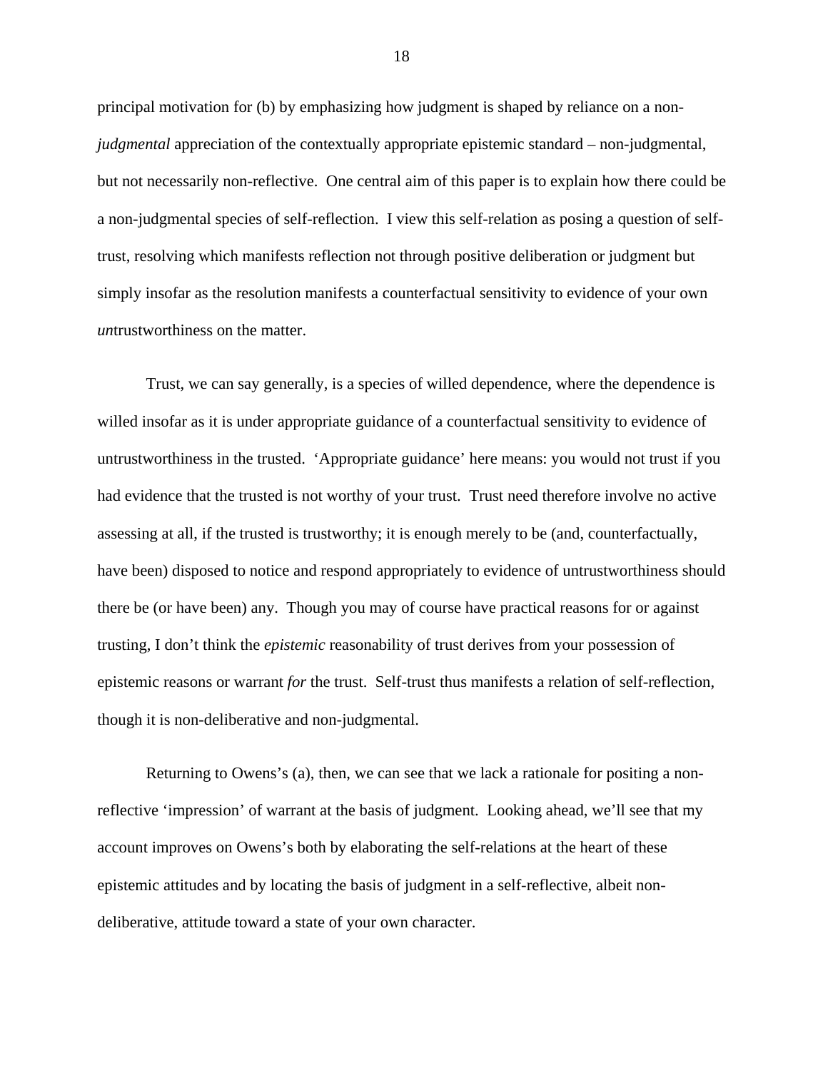principal motivation for (b) by emphasizing how judgment is shaped by reliance on a non-*judgmental* appreciation of the contextually appropriate epistemic standard – non-judgmental, but not necessarily non-reflective. One central aim of this paper is to explain how there could be a non-judgmental species of self-reflection. I view this self-relation as posing a question of self-trust, resolving which manifests reflection not through positive deliberation or judgment but simply insofar as the resolution manifests a counterfactual sensitivity to evidence of your own *un*trustworthiness on the matter.

Trust, we can say generally, is a species of willed dependence, where the dependence is willed insofar as it is under appropriate guidance of a counterfactual sensitivity to evidence of untrustworthiness in the trusted. 'Appropriate guidance' here means: you would not trust if you had evidence that the trusted is not worthy of your trust. Trust need therefore involve no active assessing at all, if the trusted is trustworthy; it is enough merely to be (and, counterfactually, have been) disposed to notice and respond appropriately to evidence of untrustworthiness should there be (or have been) any. Though you may of course have practical reasons for or against trusting, I don't think the *epistemic* reasonability of trust derives from your possession of epistemic reasons or warrant *for* the trust. Self-trust thus manifests a relation of self-reflection, though it is non-deliberative and non-judgmental.

Returning to Owens's (a), then, we can see that we lack a rationale for positing a non-reflective 'impression' of warrant at the basis of judgment. Looking ahead, we'll see that my account improves on Owens's both by elaborating the self-relations at the heart of these epistemic attitudes and by locating the basis of judgment in a self-reflective, albeit non-deliberative, attitude toward a state of your own character.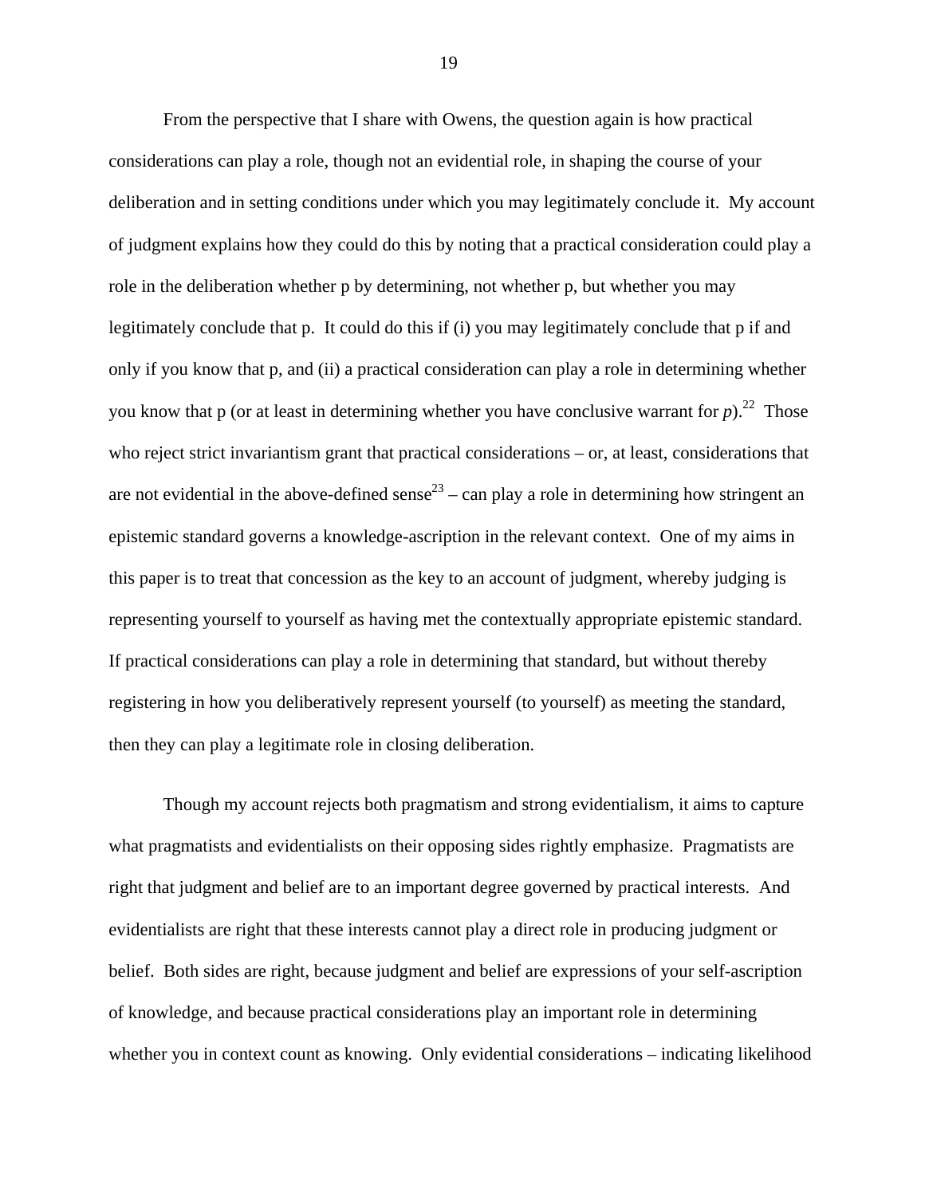From the perspective that I share with Owens, the question again is how practical considerations can play a role, though not an evidential role, in shaping the course of your deliberation and in setting conditions under which you may legitimately conclude it. My account of judgment explains how they could do this by noting that a practical consideration could play a role in the deliberation whether p by determining, not whether p, but whether you may legitimately conclude that p. It could do this if (i) you may legitimately conclude that p if and only if you know that p, and (ii) a practical consideration can play a role in determining whether you know that p (or at least in determining whether you have conclusive warrant for *p*).[22] Those who reject strict invariantism grant that practical considerations – or, at least, considerations that are not evidential in the above-defined sense[23] – can play a role in determining how stringent an epistemic standard governs a knowledge-ascription in the relevant context. One of my aims in this paper is to treat that concession as the key to an account of judgment, whereby judging is representing yourself to yourself as having met the contextually appropriate epistemic standard. If practical considerations can play a role in determining that standard, but without thereby registering in how you deliberatively represent yourself (to yourself) as meeting the standard, then they can play a legitimate role in closing deliberation.

Though my account rejects both pragmatism and strong evidentialism, it aims to capture what pragmatists and evidentialists on their opposing sides rightly emphasize. Pragmatists are right that judgment and belief are to an important degree governed by practical interests. And evidentialists are right that these interests cannot play a direct role in producing judgment or belief. Both sides are right, because judgment and belief are expressions of your self-ascription of knowledge, and because practical considerations play an important role in determining whether you in context count as knowing. Only evidential considerations – indicating likelihood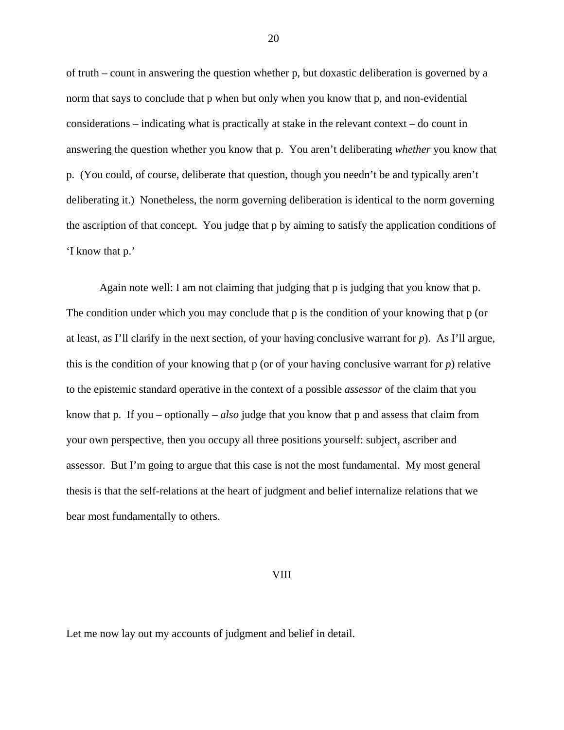of truth – count in answering the question whether p, but doxastic deliberation is governed by a norm that says to conclude that p when but only when you know that p, and non-evidential considerations – indicating what is practically at stake in the relevant context – do count in answering the question whether you know that p. You aren't deliberating *whether* you know that p. (You could, of course, deliberate that question, though you needn't be and typically aren't deliberating it.) Nonetheless, the norm governing deliberation is identical to the norm governing the ascription of that concept. You judge that p by aiming to satisfy the application conditions of 'I know that p.'

Again note well: I am not claiming that judging that p is judging that you know that p. The condition under which you may conclude that p is the condition of your knowing that p (or at least, as I'll clarify in the next section, of your having conclusive warrant for *p*). As I'll argue, this is the condition of your knowing that p (or of your having conclusive warrant for *p*) relative to the epistemic standard operative in the context of a possible *assessor* of the claim that you know that p. If you – optionally – *also* judge that you know that p and assess that claim from your own perspective, then you occupy all three positions yourself: subject, ascriber and assessor. But I'm going to argue that this case is not the most fundamental. My most general thesis is that the self-relations at the heart of judgment and belief internalize relations that we bear most fundamentally to others.

## VIII

Let me now lay out my accounts of judgment and belief in detail.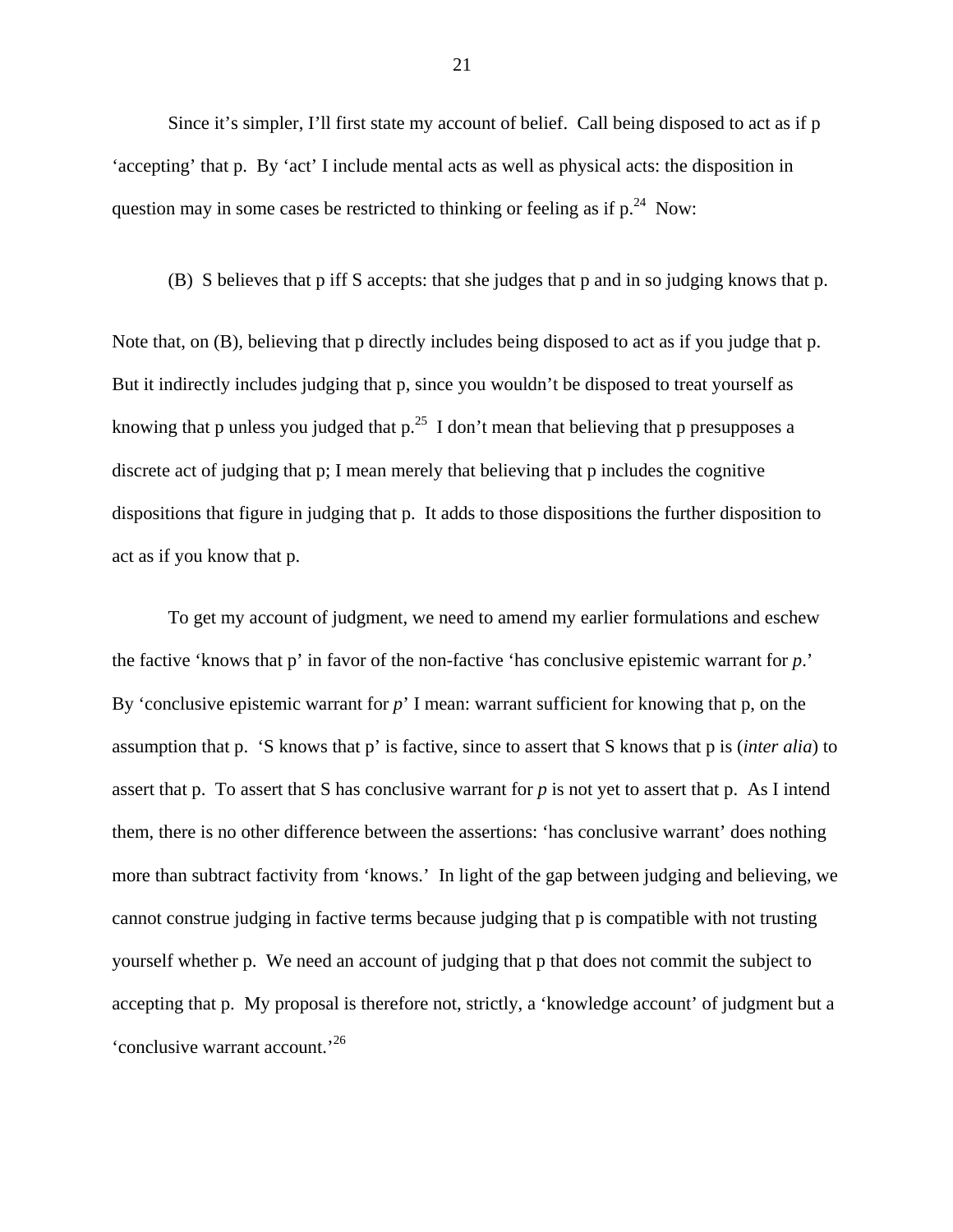Since it's simpler, I'll first state my account of belief. Call being disposed to act as if p 'accepting' that p. By 'act' I include mental acts as well as physical acts: the disposition in question may in some cases be restricted to thinking or feeling as if p.[24] Now:

(B) S believes that p iff S accepts: that she judges that p and in so judging knows that p.

Note that, on (B), believing that p directly includes being disposed to act as if you judge that p. But it indirectly includes judging that p, since you wouldn't be disposed to treat yourself as knowing that p unless you judged that p.[25] I don't mean that believing that p presupposes a discrete act of judging that p; I mean merely that believing that p includes the cognitive dispositions that figure in judging that p. It adds to those dispositions the further disposition to act as if you know that p.

To get my account of judgment, we need to amend my earlier formulations and eschew the factive 'knows that p' in favor of the non-factive 'has conclusive epistemic warrant for *p*.' By 'conclusive epistemic warrant for *p*' I mean: warrant sufficient for knowing that p, on the assumption that p. 'S knows that p' is factive, since to assert that S knows that p is (*inter alia*) to assert that p. To assert that S has conclusive warrant for *p* is not yet to assert that p. As I intend them, there is no other difference between the assertions: 'has conclusive warrant' does nothing more than subtract factivity from 'knows.' In light of the gap between judging and believing, we cannot construe judging in factive terms because judging that p is compatible with not trusting yourself whether p. We need an account of judging that p that does not commit the subject to accepting that p. My proposal is therefore not, strictly, a 'knowledge account' of judgment but a 'conclusive warrant account.'[26]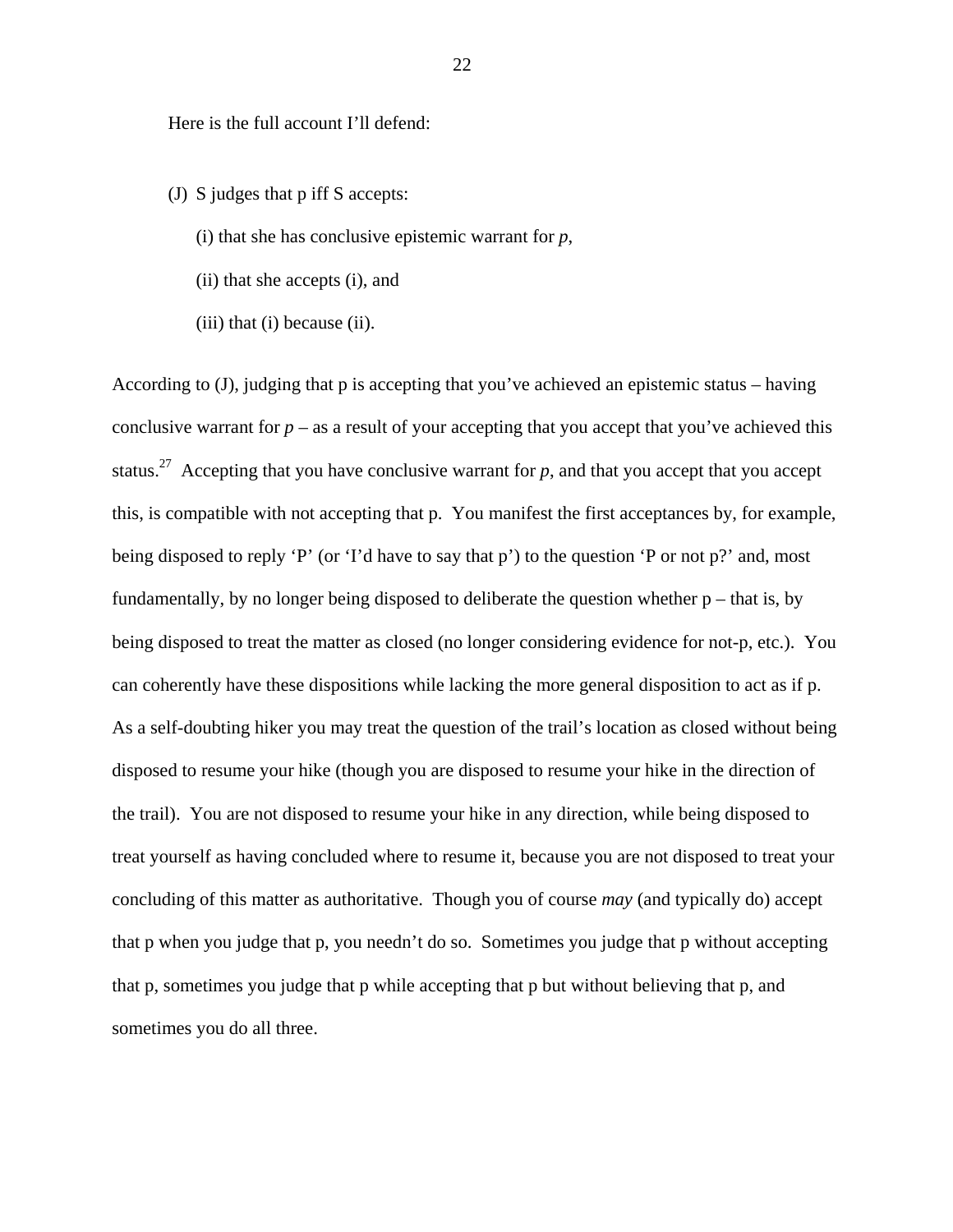Here is the full account I'll defend:

(J) S judges that p iff S accepts:

(i) that she has conclusive epistemic warrant for *p*,

(ii) that she accepts (i), and

(iii) that (i) because (ii).

According to (J), judging that p is accepting that you've achieved an epistemic status – having conclusive warrant for *p* – as a result of your accepting that you accept that you've achieved this status.[27] Accepting that you have conclusive warrant for *p*, and that you accept that you accept this, is compatible with not accepting that p. You manifest the first acceptances by, for example, being disposed to reply 'P' (or 'I'd have to say that p') to the question 'P or not p?' and, most fundamentally, by no longer being disposed to deliberate the question whether p – that is, by being disposed to treat the matter as closed (no longer considering evidence for not-p, etc.). You can coherently have these dispositions while lacking the more general disposition to act as if p. As a self-doubting hiker you may treat the question of the trail's location as closed without being disposed to resume your hike (though you are disposed to resume your hike in the direction of the trail). You are not disposed to resume your hike in any direction, while being disposed to treat yourself as having concluded where to resume it, because you are not disposed to treat your concluding of this matter as authoritative. Though you of course *may* (and typically do) accept that p when you judge that p, you needn't do so. Sometimes you judge that p without accepting that p, sometimes you judge that p while accepting that p but without believing that p, and sometimes you do all three.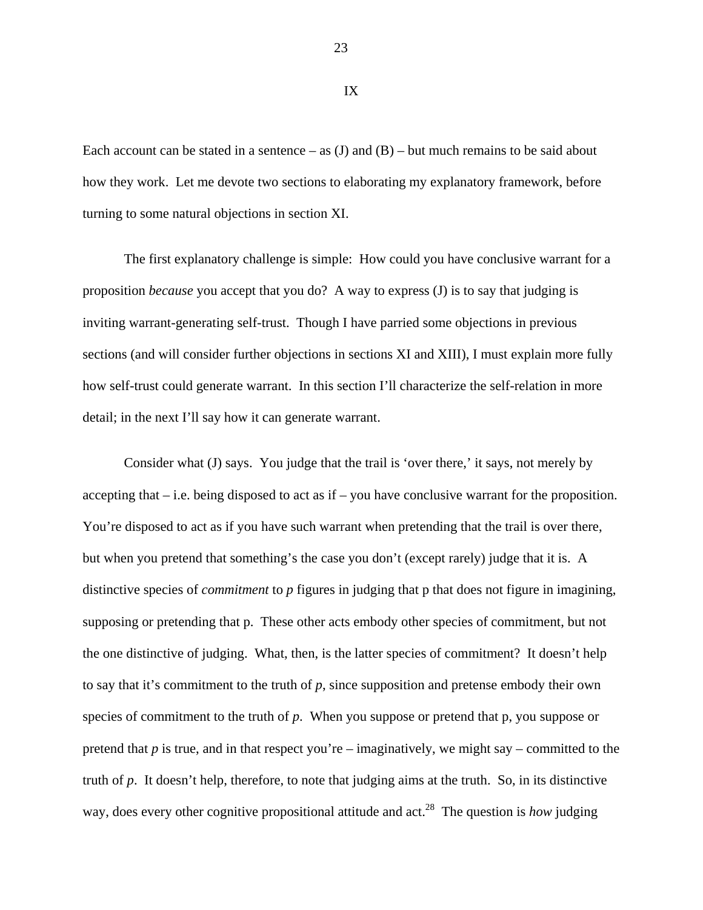# IX

Each account can be stated in a sentence – as (J) and (B) – but much remains to be said about how they work. Let me devote two sections to elaborating my explanatory framework, before turning to some natural objections in section XI.

The first explanatory challenge is simple: How could you have conclusive warrant for a proposition *because* you accept that you do? A way to express (J) is to say that judging is inviting warrant-generating self-trust. Though I have parried some objections in previous sections (and will consider further objections in sections XI and XIII), I must explain more fully how self-trust could generate warrant. In this section I'll characterize the self-relation in more detail; in the next I'll say how it can generate warrant.

Consider what (J) says. You judge that the trail is 'over there,' it says, not merely by accepting that – i.e. being disposed to act as if – you have conclusive warrant for the proposition. You're disposed to act as if you have such warrant when pretending that the trail is over there, but when you pretend that something's the case you don't (except rarely) judge that it is. A distinctive species of *commitment* to *p* figures in judging that p that does not figure in imagining, supposing or pretending that p. These other acts embody other species of commitment, but not the one distinctive of judging. What, then, is the latter species of commitment? It doesn't help to say that it's commitment to the truth of *p*, since supposition and pretense embody their own species of commitment to the truth of *p*. When you suppose or pretend that p, you suppose or pretend that *p* is true, and in that respect you're – imaginatively, we might say – committed to the truth of *p*. It doesn't help, therefore, to note that judging aims at the truth. So, in its distinctive way, does every other cognitive propositional attitude and act.[28] The question is *how* judging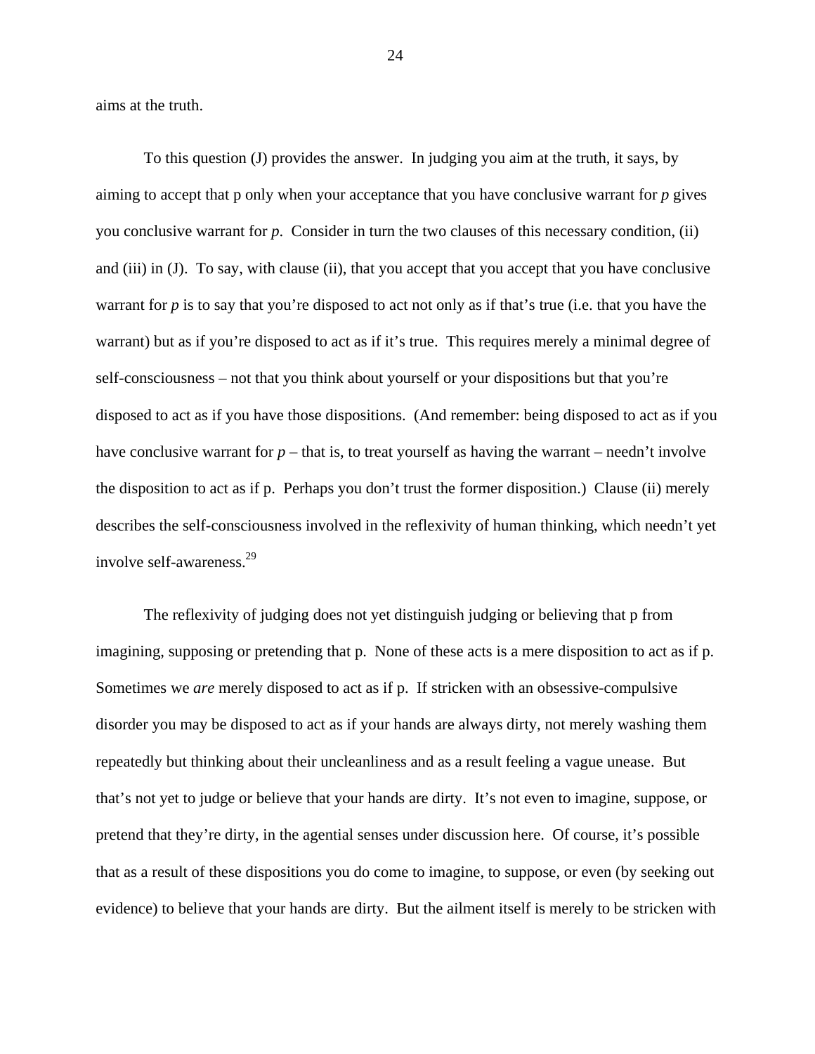aims at the truth.

To this question (J) provides the answer. In judging you aim at the truth, it says, by aiming to accept that p only when your acceptance that you have conclusive warrant for *p* gives you conclusive warrant for *p*. Consider in turn the two clauses of this necessary condition, (ii) and (iii) in (J). To say, with clause (ii), that you accept that you accept that you have conclusive warrant for *p* is to say that you're disposed to act not only as if that's true (i.e. that you have the warrant) but as if you're disposed to act as if it's true. This requires merely a minimal degree of self-consciousness – not that you think about yourself or your dispositions but that you're disposed to act as if you have those dispositions. (And remember: being disposed to act as if you have conclusive warrant for *p* – that is, to treat yourself as having the warrant – needn't involve the disposition to act as if p. Perhaps you don't trust the former disposition.) Clause (ii) merely describes the self-consciousness involved in the reflexivity of human thinking, which needn't yet involve self-awareness.[29]

The reflexivity of judging does not yet distinguish judging or believing that p from imagining, supposing or pretending that p. None of these acts is a mere disposition to act as if p. Sometimes we *are* merely disposed to act as if p. If stricken with an obsessive-compulsive disorder you may be disposed to act as if your hands are always dirty, not merely washing them repeatedly but thinking about their uncleanliness and as a result feeling a vague unease. But that's not yet to judge or believe that your hands are dirty. It's not even to imagine, suppose, or pretend that they're dirty, in the agential senses under discussion here. Of course, it's possible that as a result of these dispositions you do come to imagine, to suppose, or even (by seeking out evidence) to believe that your hands are dirty. But the ailment itself is merely to be stricken with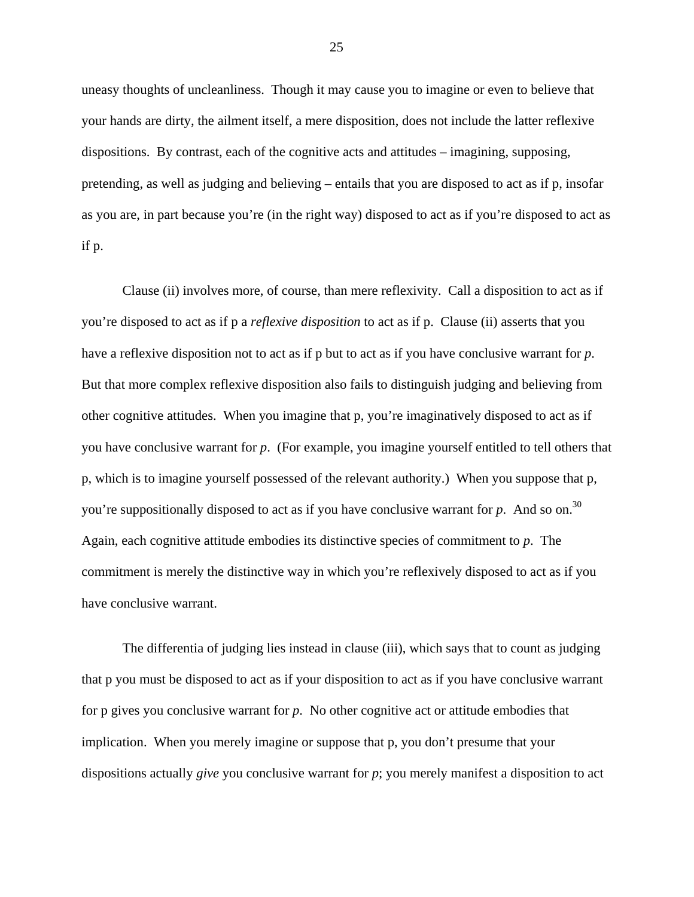uneasy thoughts of uncleanliness. Though it may cause you to imagine or even to believe that your hands are dirty, the ailment itself, a mere disposition, does not include the latter reflexive dispositions. By contrast, each of the cognitive acts and attitudes – imagining, supposing, pretending, as well as judging and believing – entails that you are disposed to act as if p, insofar as you are, in part because you're (in the right way) disposed to act as if you're disposed to act as if p.

Clause (ii) involves more, of course, than mere reflexivity. Call a disposition to act as if you're disposed to act as if p a *reflexive disposition* to act as if p. Clause (ii) asserts that you have a reflexive disposition not to act as if p but to act as if you have conclusive warrant for *p*. But that more complex reflexive disposition also fails to distinguish judging and believing from other cognitive attitudes. When you imagine that p, you're imaginatively disposed to act as if you have conclusive warrant for *p*. (For example, you imagine yourself entitled to tell others that p, which is to imagine yourself possessed of the relevant authority.) When you suppose that p, you're suppositionally disposed to act as if you have conclusive warrant for *p*. And so on.[30] Again, each cognitive attitude embodies its distinctive species of commitment to *p*. The commitment is merely the distinctive way in which you're reflexively disposed to act as if you have conclusive warrant.

The differentia of judging lies instead in clause (iii), which says that to count as judging that p you must be disposed to act as if your disposition to act as if you have conclusive warrant for p gives you conclusive warrant for *p*. No other cognitive act or attitude embodies that implication. When you merely imagine or suppose that p, you don't presume that your dispositions actually *give* you conclusive warrant for *p*; you merely manifest a disposition to act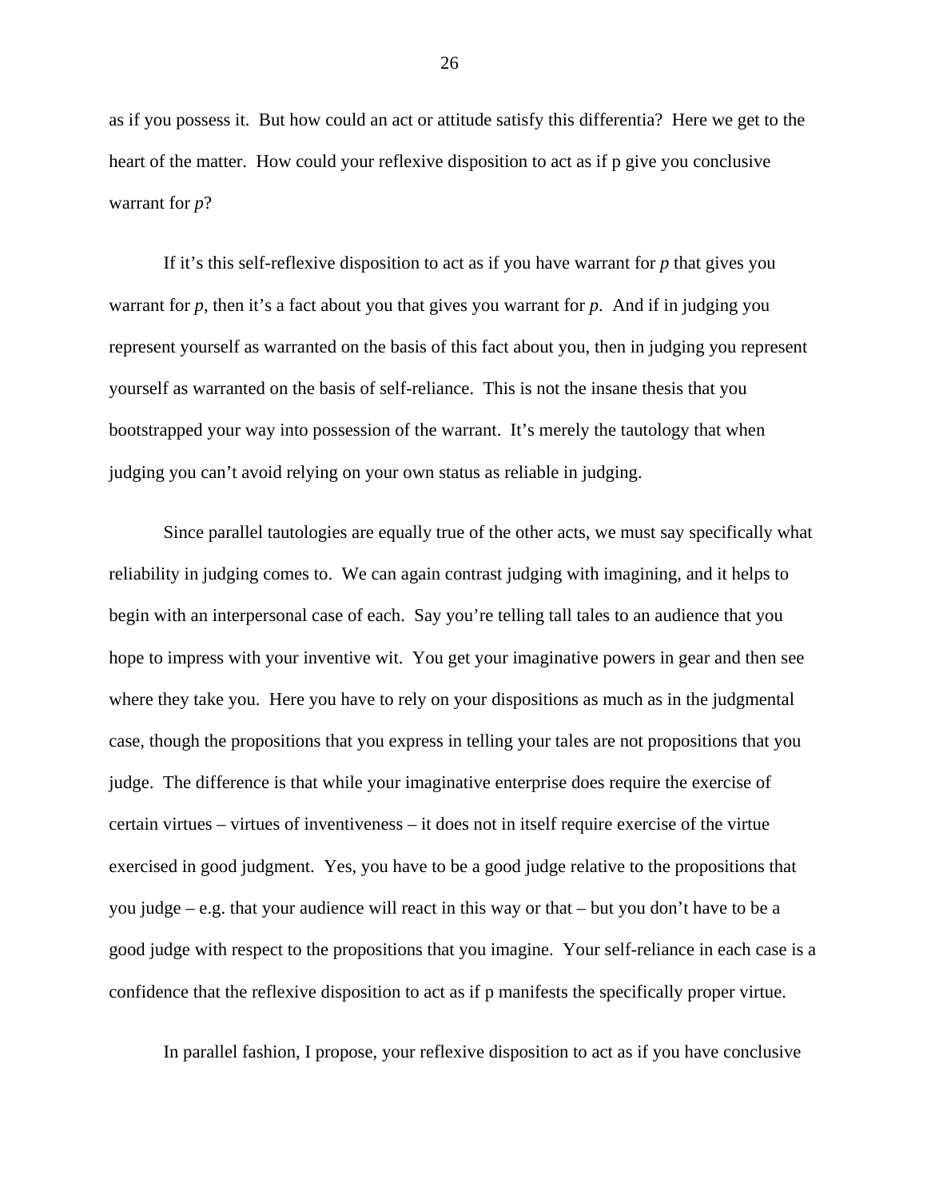as if you possess it. But how could an act or attitude satisfy this differentia? Here we get to the heart of the matter. How could your reflexive disposition to act as if p give you conclusive warrant for *p*?

If it's this self-reflexive disposition to act as if you have warrant for *p* that gives you warrant for *p*, then it's a fact about you that gives you warrant for *p*. And if in judging you represent yourself as warranted on the basis of this fact about you, then in judging you represent yourself as warranted on the basis of self-reliance. This is not the insane thesis that you bootstrapped your way into possession of the warrant. It's merely the tautology that when judging you can't avoid relying on your own status as reliable in judging.

Since parallel tautologies are equally true of the other acts, we must say specifically what reliability in judging comes to. We can again contrast judging with imagining, and it helps to begin with an interpersonal case of each. Say you're telling tall tales to an audience that you hope to impress with your inventive wit. You get your imaginative powers in gear and then see where they take you. Here you have to rely on your dispositions as much as in the judgmental case, though the propositions that you express in telling your tales are not propositions that you judge. The difference is that while your imaginative enterprise does require the exercise of certain virtues – virtues of inventiveness – it does not in itself require exercise of the virtue exercised in good judgment. Yes, you have to be a good judge relative to the propositions that you judge – e.g. that your audience will react in this way or that – but you don't have to be a good judge with respect to the propositions that you imagine. Your self-reliance in each case is a confidence that the reflexive disposition to act as if p manifests the specifically proper virtue.

In parallel fashion, I propose, your reflexive disposition to act as if you have conclusive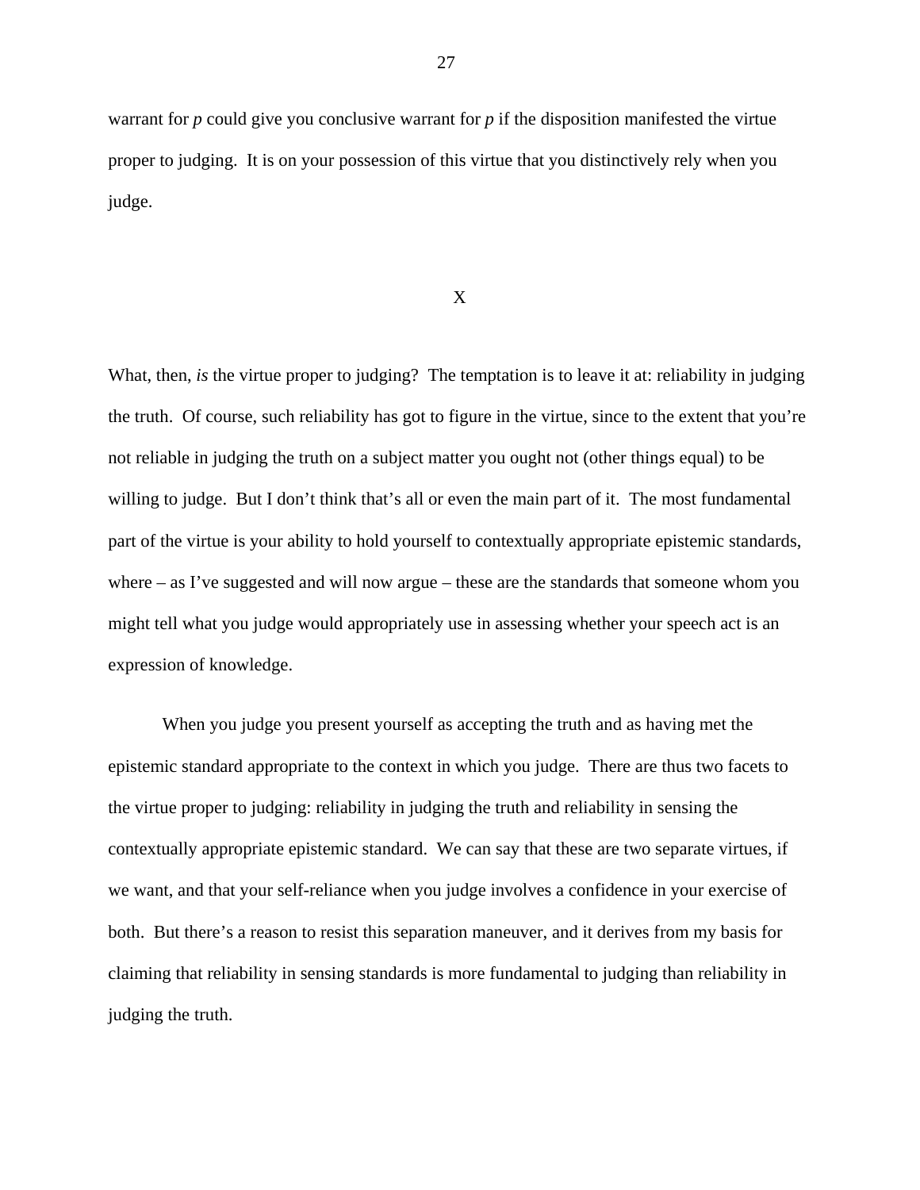warrant for *p* could give you conclusive warrant for *p* if the disposition manifested the virtue proper to judging. It is on your possession of this virtue that you distinctively rely when you judge.

## X

What, then, *is* the virtue proper to judging? The temptation is to leave it at: reliability in judging the truth. Of course, such reliability has got to figure in the virtue, since to the extent that you're not reliable in judging the truth on a subject matter you ought not (other things equal) to be willing to judge. But I don't think that's all or even the main part of it. The most fundamental part of the virtue is your ability to hold yourself to contextually appropriate epistemic standards, where – as I've suggested and will now argue – these are the standards that someone whom you might tell what you judge would appropriately use in assessing whether your speech act is an expression of knowledge.

When you judge you present yourself as accepting the truth and as having met the epistemic standard appropriate to the context in which you judge. There are thus two facets to the virtue proper to judging: reliability in judging the truth and reliability in sensing the contextually appropriate epistemic standard. We can say that these are two separate virtues, if we want, and that your self-reliance when you judge involves a confidence in your exercise of both. But there's a reason to resist this separation maneuver, and it derives from my basis for claiming that reliability in sensing standards is more fundamental to judging than reliability in judging the truth.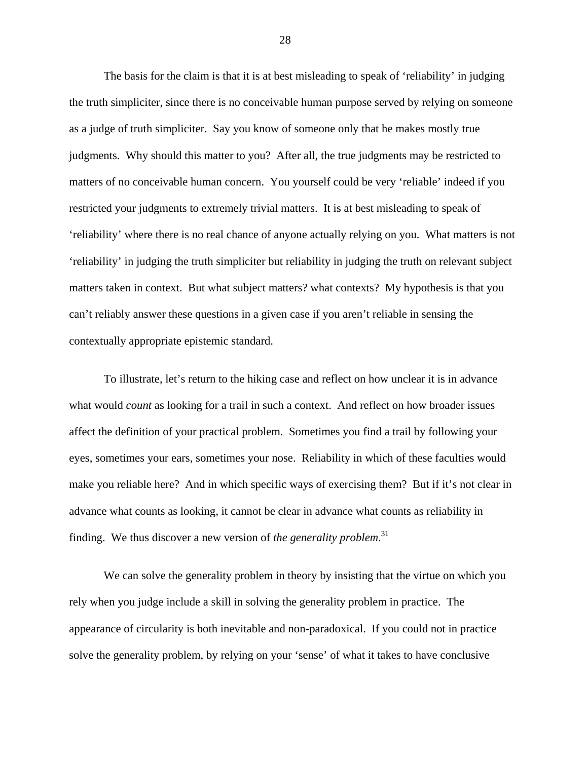The basis for the claim is that it is at best misleading to speak of 'reliability' in judging the truth simpliciter, since there is no conceivable human purpose served by relying on someone as a judge of truth simpliciter. Say you know of someone only that he makes mostly true judgments. Why should this matter to you? After all, the true judgments may be restricted to matters of no conceivable human concern. You yourself could be very 'reliable' indeed if you restricted your judgments to extremely trivial matters. It is at best misleading to speak of 'reliability' where there is no real chance of anyone actually relying on you. What matters is not 'reliability' in judging the truth simpliciter but reliability in judging the truth on relevant subject matters taken in context. But what subject matters? what contexts? My hypothesis is that you can't reliably answer these questions in a given case if you aren't reliable in sensing the contextually appropriate epistemic standard.

To illustrate, let's return to the hiking case and reflect on how unclear it is in advance what would *count* as looking for a trail in such a context. And reflect on how broader issues affect the definition of your practical problem. Sometimes you find a trail by following your eyes, sometimes your ears, sometimes your nose. Reliability in which of these faculties would make you reliable here? And in which specific ways of exercising them? But if it's not clear in advance what counts as looking, it cannot be clear in advance what counts as reliability in finding. We thus discover a new version of *the generality problem*.[31]

We can solve the generality problem in theory by insisting that the virtue on which you rely when you judge include a skill in solving the generality problem in practice. The appearance of circularity is both inevitable and non-paradoxical. If you could not in practice solve the generality problem, by relying on your 'sense' of what it takes to have conclusive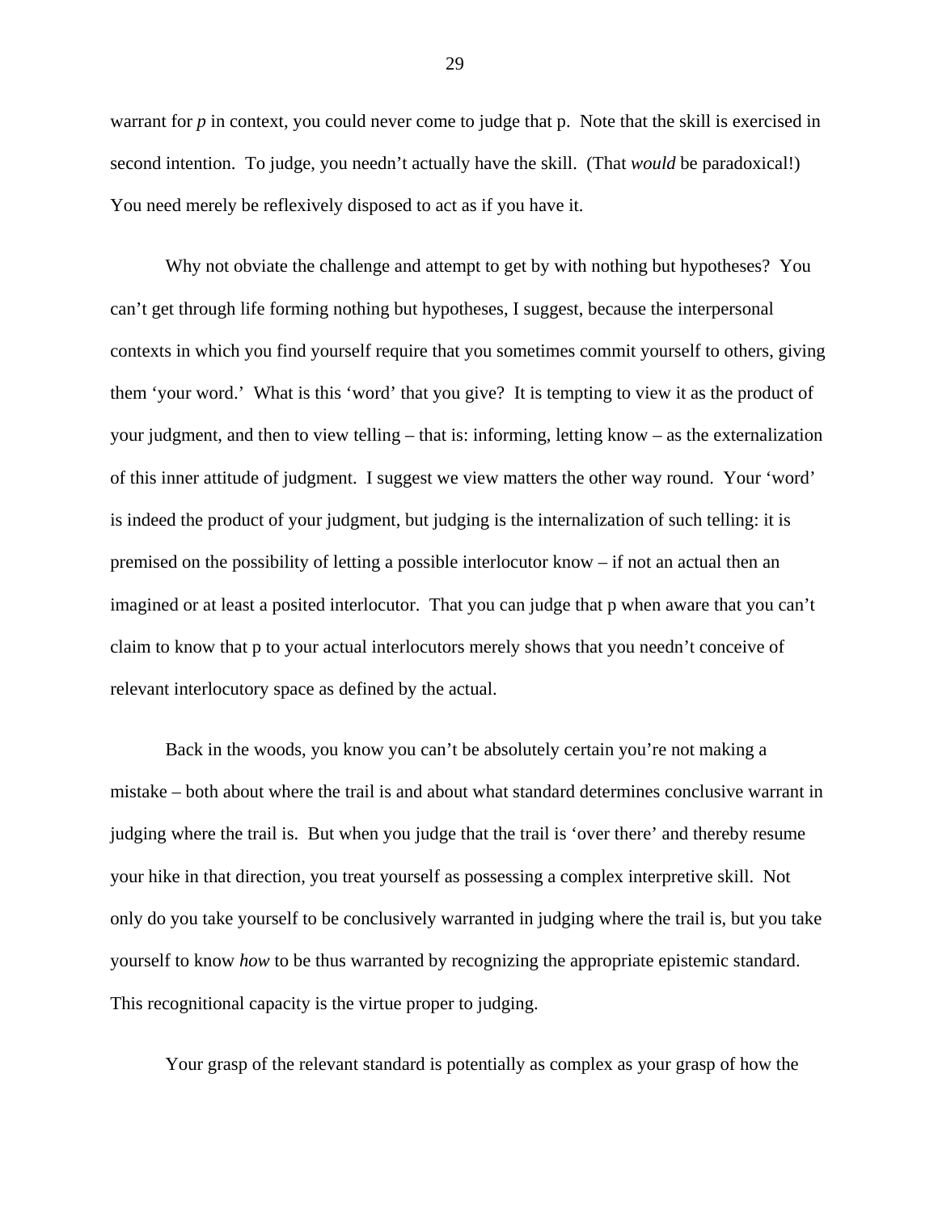warrant for *p* in context, you could never come to judge that p.  Note that the skill is exercised in second intention.  To judge, you needn't actually have the skill.  (That *would* be paradoxical!)  You need merely be reflexively disposed to act as if you have it.

Why not obviate the challenge and attempt to get by with nothing but hypotheses?  You can't get through life forming nothing but hypotheses, I suggest, because the interpersonal contexts in which you find yourself require that you sometimes commit yourself to others, giving them 'your word.'  What is this 'word' that you give?  It is tempting to view it as the product of your judgment, and then to view telling – that is: informing, letting know – as the externalization of this inner attitude of judgment.  I suggest we view matters the other way round.  Your 'word' is indeed the product of your judgment, but judging is the internalization of such telling: it is premised on the possibility of letting a possible interlocutor know – if not an actual then an imagined or at least a posited interlocutor.  That you can judge that p when aware that you can't claim to know that p to your actual interlocutors merely shows that you needn't conceive of relevant interlocutory space as defined by the actual.

Back in the woods, you know you can't be absolutely certain you're not making a mistake – both about where the trail is and about what standard determines conclusive warrant in judging where the trail is.  But when you judge that the trail is 'over there' and thereby resume your hike in that direction, you treat yourself as possessing a complex interpretive skill.  Not only do you take yourself to be conclusively warranted in judging where the trail is, but you take yourself to know *how* to be thus warranted by recognizing the appropriate epistemic standard.  This recognitional capacity is the virtue proper to judging.

Your grasp of the relevant standard is potentially as complex as your grasp of how the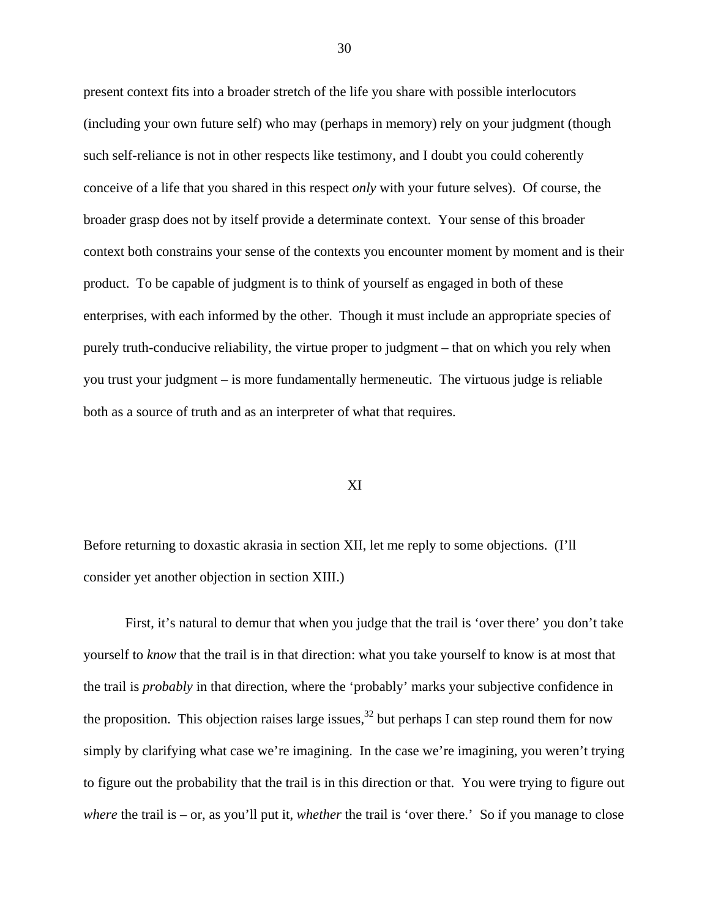present context fits into a broader stretch of the life you share with possible interlocutors (including your own future self) who may (perhaps in memory) rely on your judgment (though such self-reliance is not in other respects like testimony, and I doubt you could coherently conceive of a life that you shared in this respect *only* with your future selves). Of course, the broader grasp does not by itself provide a determinate context. Your sense of this broader context both constrains your sense of the contexts you encounter moment by moment and is their product. To be capable of judgment is to think of yourself as engaged in both of these enterprises, with each informed by the other. Though it must include an appropriate species of purely truth-conducive reliability, the virtue proper to judgment – that on which you rely when you trust your judgment – is more fundamentally hermeneutic. The virtuous judge is reliable both as a source of truth and as an interpreter of what that requires.

## XI

Before returning to doxastic akrasia in section XII, let me reply to some objections. (I'll consider yet another objection in section XIII.)

First, it's natural to demur that when you judge that the trail is 'over there' you don't take yourself to *know* that the trail is in that direction: what you take yourself to know is at most that the trail is *probably* in that direction, where the 'probably' marks your subjective confidence in the proposition. This objection raises large issues,[32] but perhaps I can step round them for now simply by clarifying what case we're imagining. In the case we're imagining, you weren't trying to figure out the probability that the trail is in this direction or that. You were trying to figure out *where* the trail is – or, as you'll put it, *whether* the trail is 'over there.' So if you manage to close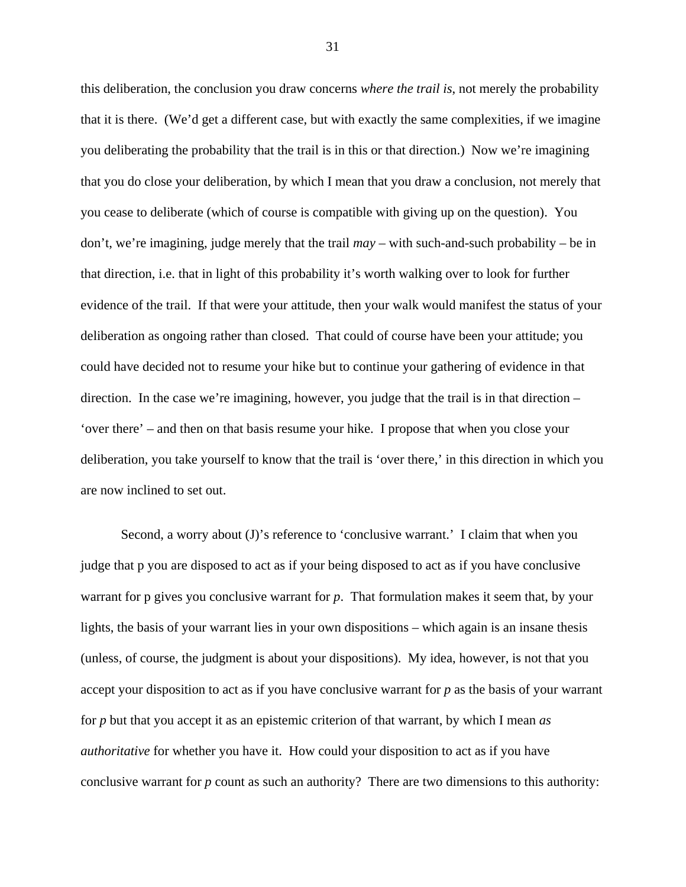this deliberation, the conclusion you draw concerns *where the trail is*, not merely the probability that it is there. (We'd get a different case, but with exactly the same complexities, if we imagine you deliberating the probability that the trail is in this or that direction.) Now we're imagining that you do close your deliberation, by which I mean that you draw a conclusion, not merely that you cease to deliberate (which of course is compatible with giving up on the question). You don't, we're imagining, judge merely that the trail *may* – with such-and-such probability – be in that direction, i.e. that in light of this probability it's worth walking over to look for further evidence of the trail. If that were your attitude, then your walk would manifest the status of your deliberation as ongoing rather than closed. That could of course have been your attitude; you could have decided not to resume your hike but to continue your gathering of evidence in that direction. In the case we're imagining, however, you judge that the trail is in that direction – 'over there' – and then on that basis resume your hike. I propose that when you close your deliberation, you take yourself to know that the trail is 'over there,' in this direction in which you are now inclined to set out.

Second, a worry about (J)'s reference to 'conclusive warrant.' I claim that when you judge that p you are disposed to act as if your being disposed to act as if you have conclusive warrant for p gives you conclusive warrant for *p*. That formulation makes it seem that, by your lights, the basis of your warrant lies in your own dispositions – which again is an insane thesis (unless, of course, the judgment is about your dispositions). My idea, however, is not that you accept your disposition to act as if you have conclusive warrant for *p* as the basis of your warrant for *p* but that you accept it as an epistemic criterion of that warrant, by which I mean *as authoritative* for whether you have it. How could your disposition to act as if you have conclusive warrant for *p* count as such an authority? There are two dimensions to this authority: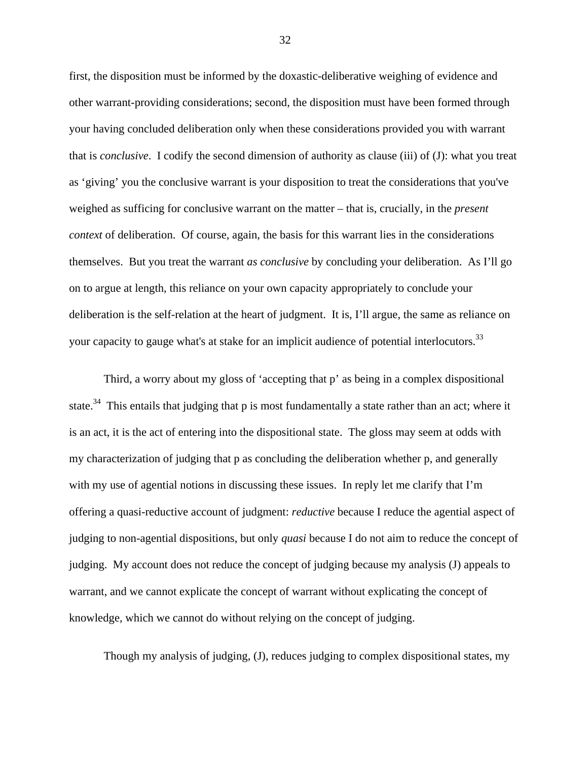first, the disposition must be informed by the doxastic-deliberative weighing of evidence and other warrant-providing considerations; second, the disposition must have been formed through your having concluded deliberation only when these considerations provided you with warrant that is *conclusive*. I codify the second dimension of authority as clause (iii) of (J): what you treat as 'giving' you the conclusive warrant is your disposition to treat the considerations that you've weighed as sufficing for conclusive warrant on the matter – that is, crucially, in the *present context* of deliberation. Of course, again, the basis for this warrant lies in the considerations themselves. But you treat the warrant *as conclusive* by concluding your deliberation. As I'll go on to argue at length, this reliance on your own capacity appropriately to conclude your deliberation is the self-relation at the heart of judgment. It is, I'll argue, the same as reliance on your capacity to gauge what's at stake for an implicit audience of potential interlocutors.[33]

Third, a worry about my gloss of 'accepting that p' as being in a complex dispositional state.[34] This entails that judging that p is most fundamentally a state rather than an act; where it is an act, it is the act of entering into the dispositional state. The gloss may seem at odds with my characterization of judging that p as concluding the deliberation whether p, and generally with my use of agential notions in discussing these issues. In reply let me clarify that I'm offering a quasi-reductive account of judgment: *reductive* because I reduce the agential aspect of judging to non-agential dispositions, but only *quasi* because I do not aim to reduce the concept of judging. My account does not reduce the concept of judging because my analysis (J) appeals to warrant, and we cannot explicate the concept of warrant without explicating the concept of knowledge, which we cannot do without relying on the concept of judging.

Though my analysis of judging, (J), reduces judging to complex dispositional states, my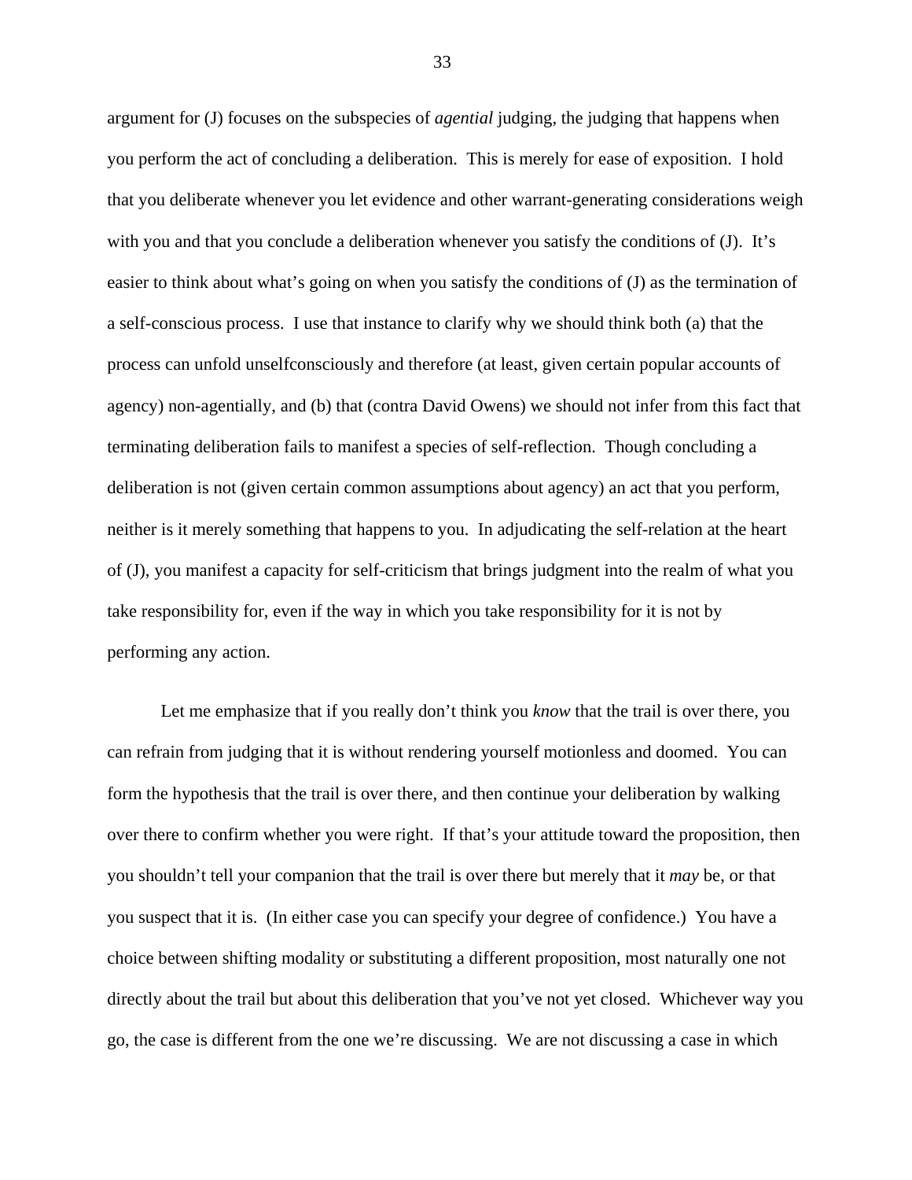argument for (J) focuses on the subspecies of *agential* judging, the judging that happens when you perform the act of concluding a deliberation. This is merely for ease of exposition. I hold that you deliberate whenever you let evidence and other warrant-generating considerations weigh with you and that you conclude a deliberation whenever you satisfy the conditions of (J). It's easier to think about what's going on when you satisfy the conditions of (J) as the termination of a self-conscious process. I use that instance to clarify why we should think both (a) that the process can unfold unselfconsciously and therefore (at least, given certain popular accounts of agency) non-agentially, and (b) that (contra David Owens) we should not infer from this fact that terminating deliberation fails to manifest a species of self-reflection. Though concluding a deliberation is not (given certain common assumptions about agency) an act that you perform, neither is it merely something that happens to you. In adjudicating the self-relation at the heart of (J), you manifest a capacity for self-criticism that brings judgment into the realm of what you take responsibility for, even if the way in which you take responsibility for it is not by performing any action.

Let me emphasize that if you really don't think you *know* that the trail is over there, you can refrain from judging that it is without rendering yourself motionless and doomed. You can form the hypothesis that the trail is over there, and then continue your deliberation by walking over there to confirm whether you were right. If that's your attitude toward the proposition, then you shouldn't tell your companion that the trail is over there but merely that it *may* be, or that you suspect that it is. (In either case you can specify your degree of confidence.) You have a choice between shifting modality or substituting a different proposition, most naturally one not directly about the trail but about this deliberation that you've not yet closed. Whichever way you go, the case is different from the one we're discussing. We are not discussing a case in which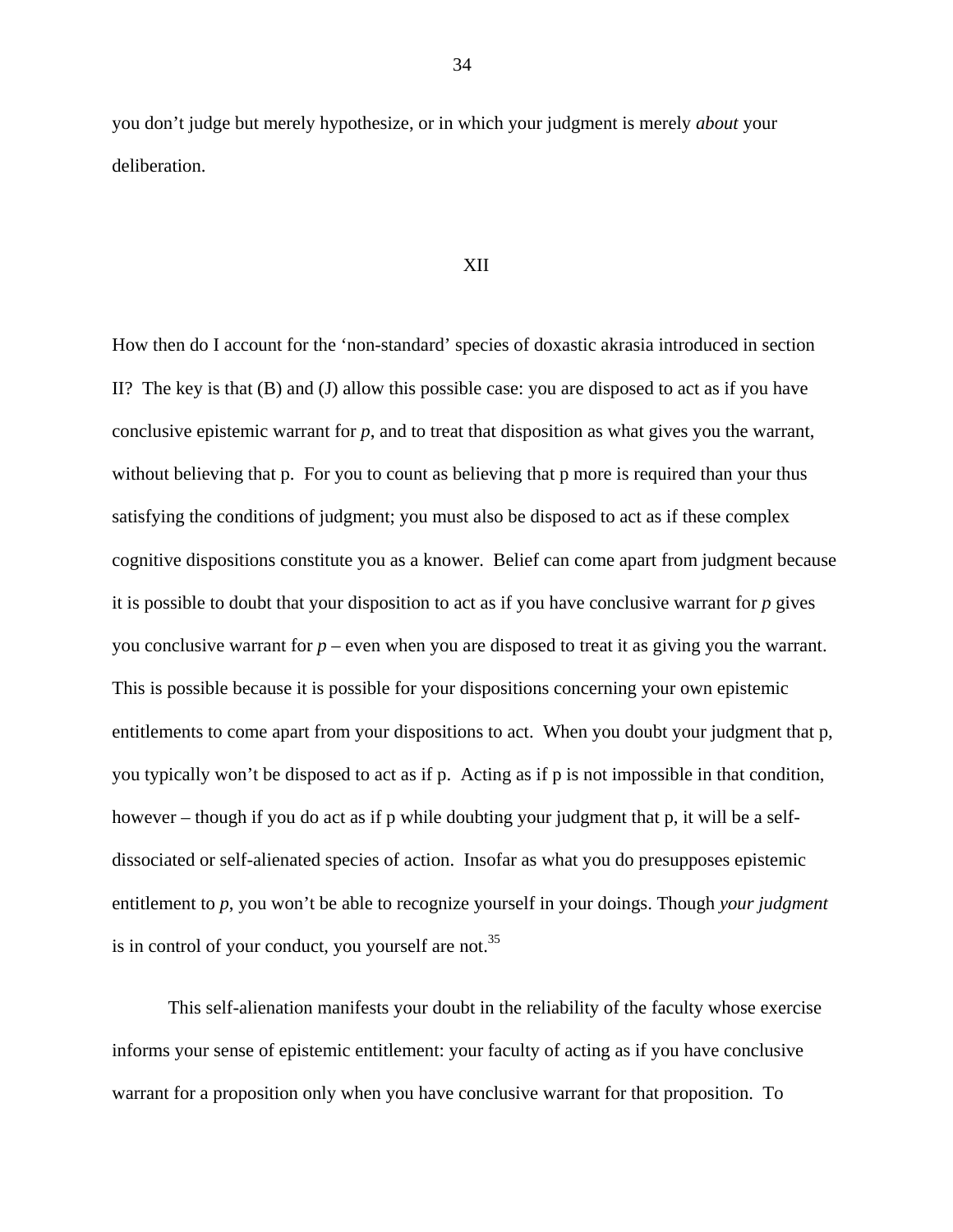you don't judge but merely hypothesize, or in which your judgment is merely *about* your deliberation.

## XII

How then do I account for the 'non-standard' species of doxastic akrasia introduced in section II? The key is that (B) and (J) allow this possible case: you are disposed to act as if you have conclusive epistemic warrant for *p*, and to treat that disposition as what gives you the warrant, without believing that p. For you to count as believing that p more is required than your thus satisfying the conditions of judgment; you must also be disposed to act as if these complex cognitive dispositions constitute you as a knower. Belief can come apart from judgment because it is possible to doubt that your disposition to act as if you have conclusive warrant for *p* gives you conclusive warrant for *p* – even when you are disposed to treat it as giving you the warrant. This is possible because it is possible for your dispositions concerning your own epistemic entitlements to come apart from your dispositions to act. When you doubt your judgment that p, you typically won't be disposed to act as if p. Acting as if p is not impossible in that condition, however – though if you do act as if p while doubting your judgment that p, it will be a self-dissociated or self-alienated species of action. Insofar as what you do presupposes epistemic entitlement to *p*, you won't be able to recognize yourself in your doings. Though *your judgment* is in control of your conduct, you yourself are not.[35]

This self-alienation manifests your doubt in the reliability of the faculty whose exercise informs your sense of epistemic entitlement: your faculty of acting as if you have conclusive warrant for a proposition only when you have conclusive warrant for that proposition. To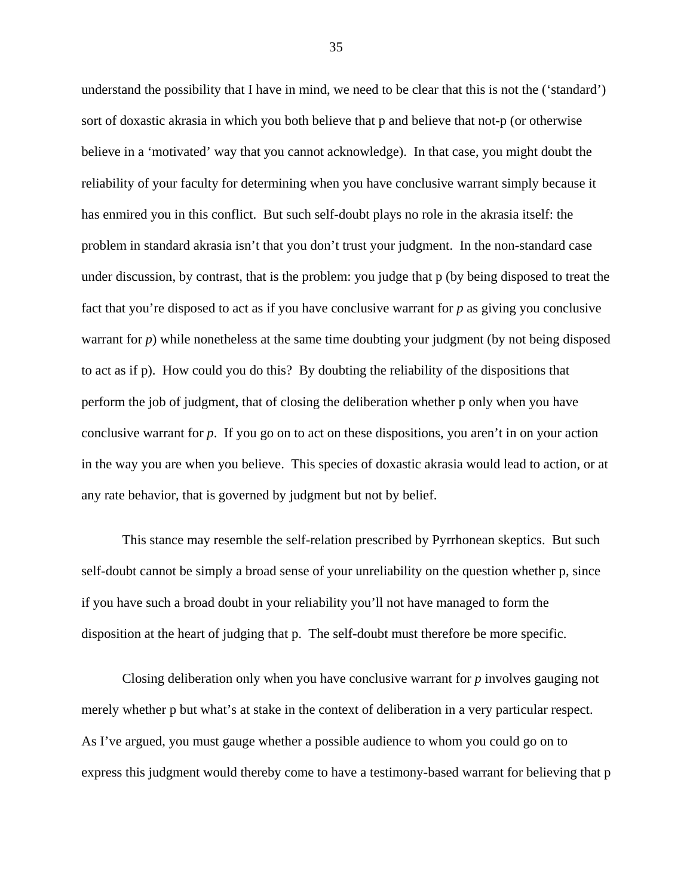understand the possibility that I have in mind, we need to be clear that this is not the ('standard') sort of doxastic akrasia in which you both believe that p and believe that not-p (or otherwise believe in a 'motivated' way that you cannot acknowledge). In that case, you might doubt the reliability of your faculty for determining when you have conclusive warrant simply because it has enmired you in this conflict. But such self-doubt plays no role in the akrasia itself: the problem in standard akrasia isn't that you don't trust your judgment. In the non-standard case under discussion, by contrast, that is the problem: you judge that p (by being disposed to treat the fact that you're disposed to act as if you have conclusive warrant for *p* as giving you conclusive warrant for *p*) while nonetheless at the same time doubting your judgment (by not being disposed to act as if p). How could you do this? By doubting the reliability of the dispositions that perform the job of judgment, that of closing the deliberation whether p only when you have conclusive warrant for *p*. If you go on to act on these dispositions, you aren't in on your action in the way you are when you believe. This species of doxastic akrasia would lead to action, or at any rate behavior, that is governed by judgment but not by belief.

This stance may resemble the self-relation prescribed by Pyrrhonean skeptics. But such self-doubt cannot be simply a broad sense of your unreliability on the question whether p, since if you have such a broad doubt in your reliability you'll not have managed to form the disposition at the heart of judging that p. The self-doubt must therefore be more specific.

Closing deliberation only when you have conclusive warrant for *p* involves gauging not merely whether p but what's at stake in the context of deliberation in a very particular respect. As I've argued, you must gauge whether a possible audience to whom you could go on to express this judgment would thereby come to have a testimony-based warrant for believing that p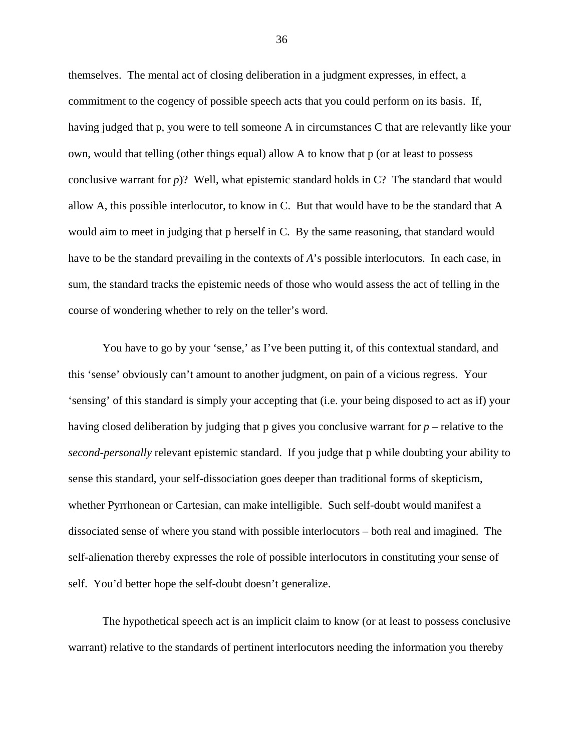themselves. The mental act of closing deliberation in a judgment expresses, in effect, a commitment to the cogency of possible speech acts that you could perform on its basis. If, having judged that p, you were to tell someone A in circumstances C that are relevantly like your own, would that telling (other things equal) allow A to know that p (or at least to possess conclusive warrant for *p*)? Well, what epistemic standard holds in C? The standard that would allow A, this possible interlocutor, to know in C. But that would have to be the standard that A would aim to meet in judging that p herself in C. By the same reasoning, that standard would have to be the standard prevailing in the contexts of *A*'s possible interlocutors. In each case, in sum, the standard tracks the epistemic needs of those who would assess the act of telling in the course of wondering whether to rely on the teller's word.

You have to go by your 'sense,' as I've been putting it, of this contextual standard, and this 'sense' obviously can't amount to another judgment, on pain of a vicious regress. Your 'sensing' of this standard is simply your accepting that (i.e. your being disposed to act as if) your having closed deliberation by judging that p gives you conclusive warrant for *p* – relative to the *second-personally* relevant epistemic standard. If you judge that p while doubting your ability to sense this standard, your self-dissociation goes deeper than traditional forms of skepticism, whether Pyrrhonean or Cartesian, can make intelligible. Such self-doubt would manifest a dissociated sense of where you stand with possible interlocutors – both real and imagined. The self-alienation thereby expresses the role of possible interlocutors in constituting your sense of self. You'd better hope the self-doubt doesn't generalize.

The hypothetical speech act is an implicit claim to know (or at least to possess conclusive warrant) relative to the standards of pertinent interlocutors needing the information you thereby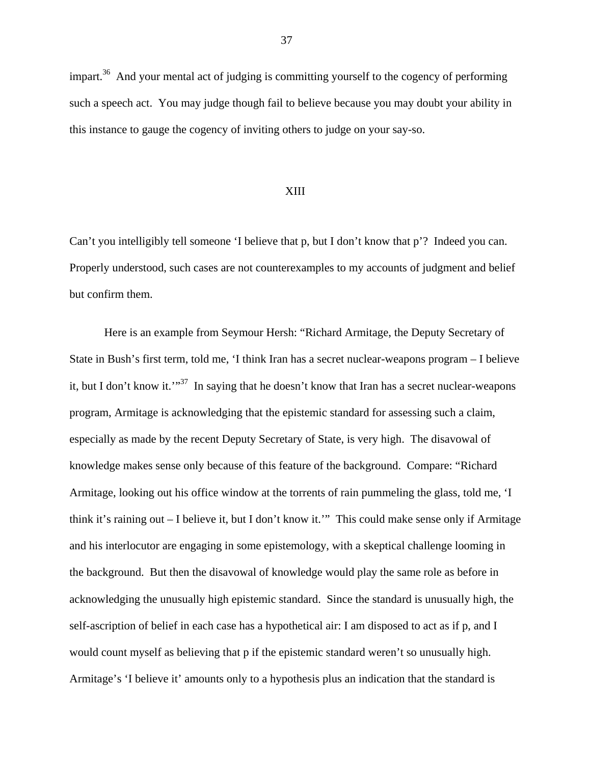impart.[36] And your mental act of judging is committing yourself to the cogency of performing such a speech act. You may judge though fail to believe because you may doubt your ability in this instance to gauge the cogency of inviting others to judge on your say-so.

## XIII

Can't you intelligibly tell someone 'I believe that p, but I don't know that p'? Indeed you can. Properly understood, such cases are not counterexamples to my accounts of judgment and belief but confirm them.

Here is an example from Seymour Hersh: "Richard Armitage, the Deputy Secretary of State in Bush's first term, told me, 'I think Iran has a secret nuclear-weapons program – I believe it, but I don't know it.'"[37] In saying that he doesn't know that Iran has a secret nuclear-weapons program, Armitage is acknowledging that the epistemic standard for assessing such a claim, especially as made by the recent Deputy Secretary of State, is very high. The disavowal of knowledge makes sense only because of this feature of the background. Compare: "Richard Armitage, looking out his office window at the torrents of rain pummeling the glass, told me, 'I think it's raining out – I believe it, but I don't know it.'" This could make sense only if Armitage and his interlocutor are engaging in some epistemology, with a skeptical challenge looming in the background. But then the disavowal of knowledge would play the same role as before in acknowledging the unusually high epistemic standard. Since the standard is unusually high, the self-ascription of belief in each case has a hypothetical air: I am disposed to act as if p, and I would count myself as believing that p if the epistemic standard weren't so unusually high. Armitage's 'I believe it' amounts only to a hypothesis plus an indication that the standard is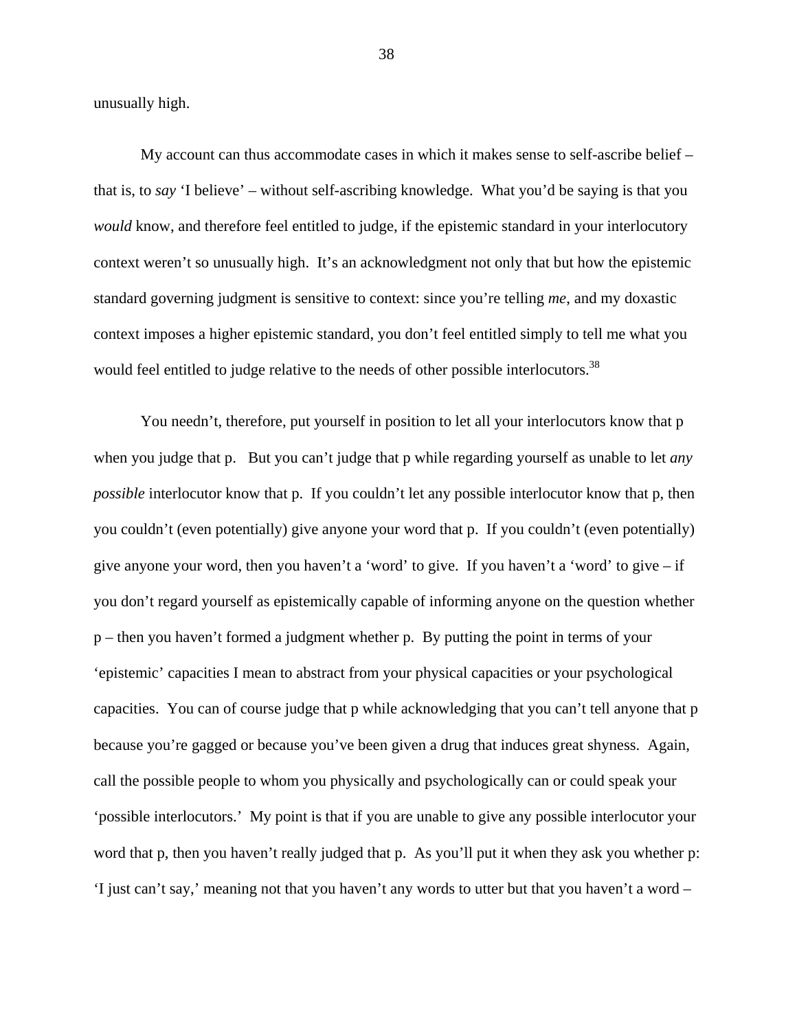unusually high.

My account can thus accommodate cases in which it makes sense to self-ascribe belief – that is, to *say* 'I believe' – without self-ascribing knowledge. What you'd be saying is that you *would* know, and therefore feel entitled to judge, if the epistemic standard in your interlocutory context weren't so unusually high. It's an acknowledgment not only that but how the epistemic standard governing judgment is sensitive to context: since you're telling *me*, and my doxastic context imposes a higher epistemic standard, you don't feel entitled simply to tell me what you would feel entitled to judge relative to the needs of other possible interlocutors.[38]

You needn't, therefore, put yourself in position to let all your interlocutors know that p when you judge that p. But you can't judge that p while regarding yourself as unable to let *any possible* interlocutor know that p. If you couldn't let any possible interlocutor know that p, then you couldn't (even potentially) give anyone your word that p. If you couldn't (even potentially) give anyone your word, then you haven't a 'word' to give. If you haven't a 'word' to give – if you don't regard yourself as epistemically capable of informing anyone on the question whether p – then you haven't formed a judgment whether p. By putting the point in terms of your 'epistemic' capacities I mean to abstract from your physical capacities or your psychological capacities. You can of course judge that p while acknowledging that you can't tell anyone that p because you're gagged or because you've been given a drug that induces great shyness. Again, call the possible people to whom you physically and psychologically can or could speak your 'possible interlocutors.' My point is that if you are unable to give any possible interlocutor your word that p, then you haven't really judged that p. As you'll put it when they ask you whether p: 'I just can't say,' meaning not that you haven't any words to utter but that you haven't a word –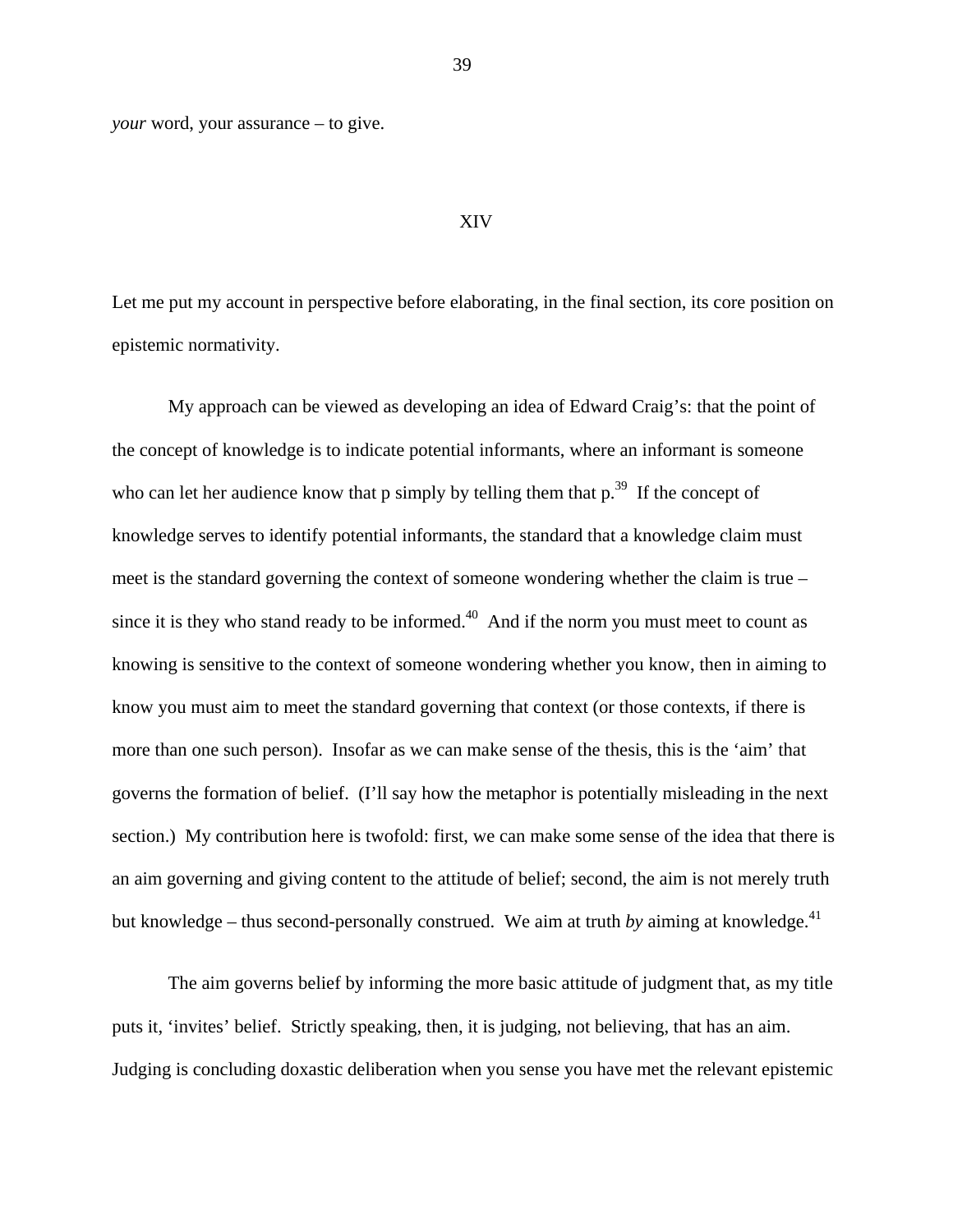*your* word, your assurance – to give.

## XIV

Let me put my account in perspective before elaborating, in the final section, its core position on epistemic normativity.

My approach can be viewed as developing an idea of Edward Craig's: that the point of the concept of knowledge is to indicate potential informants, where an informant is someone who can let her audience know that p simply by telling them that p.[39] If the concept of knowledge serves to identify potential informants, the standard that a knowledge claim must meet is the standard governing the context of someone wondering whether the claim is true – since it is they who stand ready to be informed.[40] And if the norm you must meet to count as knowing is sensitive to the context of someone wondering whether you know, then in aiming to know you must aim to meet the standard governing that context (or those contexts, if there is more than one such person). Insofar as we can make sense of the thesis, this is the 'aim' that governs the formation of belief. (I'll say how the metaphor is potentially misleading in the next section.) My contribution here is twofold: first, we can make some sense of the idea that there is an aim governing and giving content to the attitude of belief; second, the aim is not merely truth but knowledge – thus second-personally construed. We aim at truth *by* aiming at knowledge.[41]

The aim governs belief by informing the more basic attitude of judgment that, as my title puts it, 'invites' belief. Strictly speaking, then, it is judging, not believing, that has an aim. Judging is concluding doxastic deliberation when you sense you have met the relevant epistemic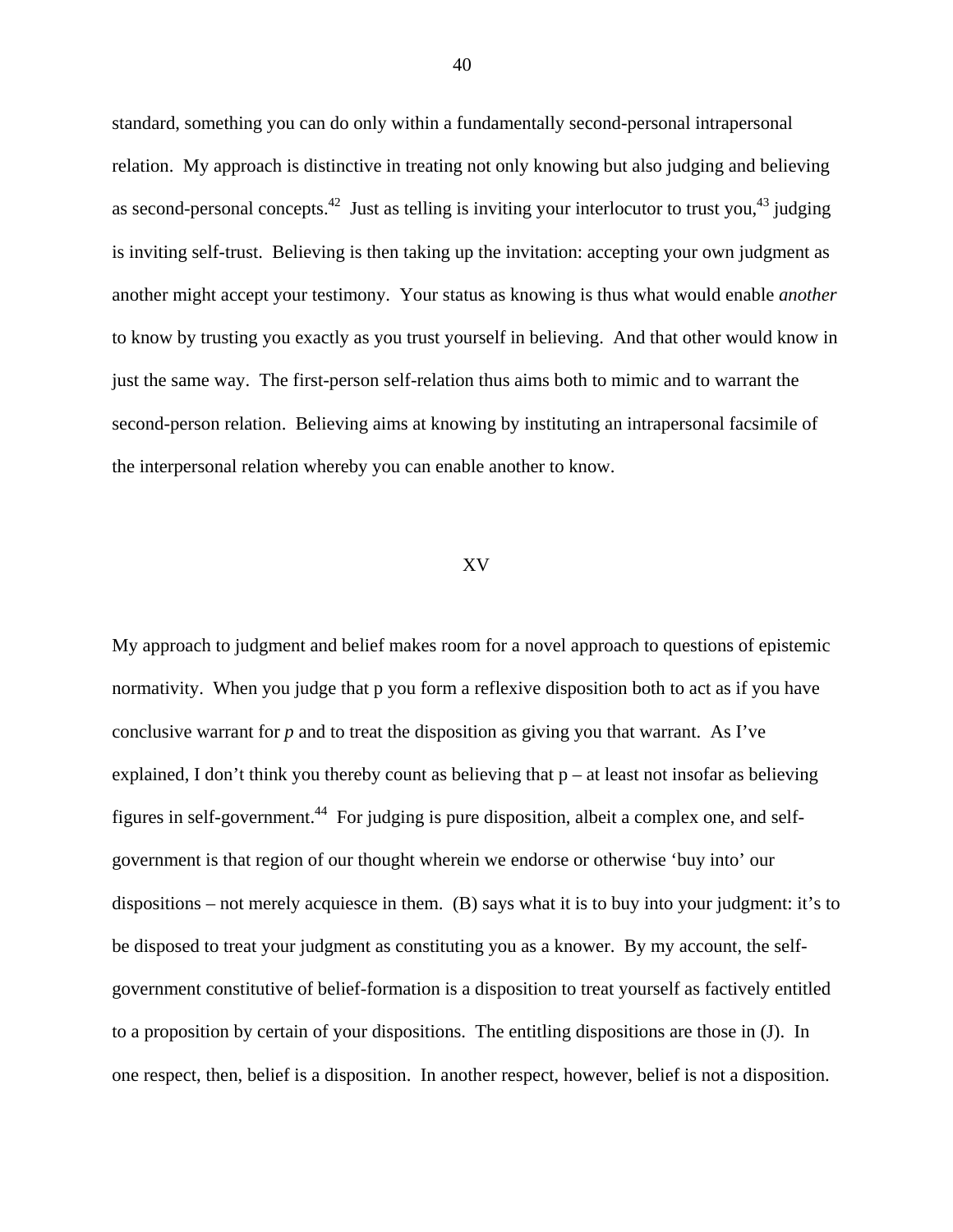standard, something you can do only within a fundamentally second-personal intrapersonal relation. My approach is distinctive in treating not only knowing but also judging and believing as second-personal concepts.[42] Just as telling is inviting your interlocutor to trust you,[43] judging is inviting self-trust. Believing is then taking up the invitation: accepting your own judgment as another might accept your testimony. Your status as knowing is thus what would enable *another* to know by trusting you exactly as you trust yourself in believing. And that other would know in just the same way. The first-person self-relation thus aims both to mimic and to warrant the second-person relation. Believing aims at knowing by instituting an intrapersonal facsimile of the interpersonal relation whereby you can enable another to know.

## XV

My approach to judgment and belief makes room for a novel approach to questions of epistemic normativity. When you judge that p you form a reflexive disposition both to act as if you have conclusive warrant for *p* and to treat the disposition as giving you that warrant. As I've explained, I don't think you thereby count as believing that p – at least not insofar as believing figures in self-government.[44] For judging is pure disposition, albeit a complex one, and self-government is that region of our thought wherein we endorse or otherwise 'buy into' our dispositions – not merely acquiesce in them. (B) says what it is to buy into your judgment: it's to be disposed to treat your judgment as constituting you as a knower. By my account, the self-government constitutive of belief-formation is a disposition to treat yourself as factively entitled to a proposition by certain of your dispositions. The entitling dispositions are those in (J). In one respect, then, belief is a disposition. In another respect, however, belief is not a disposition.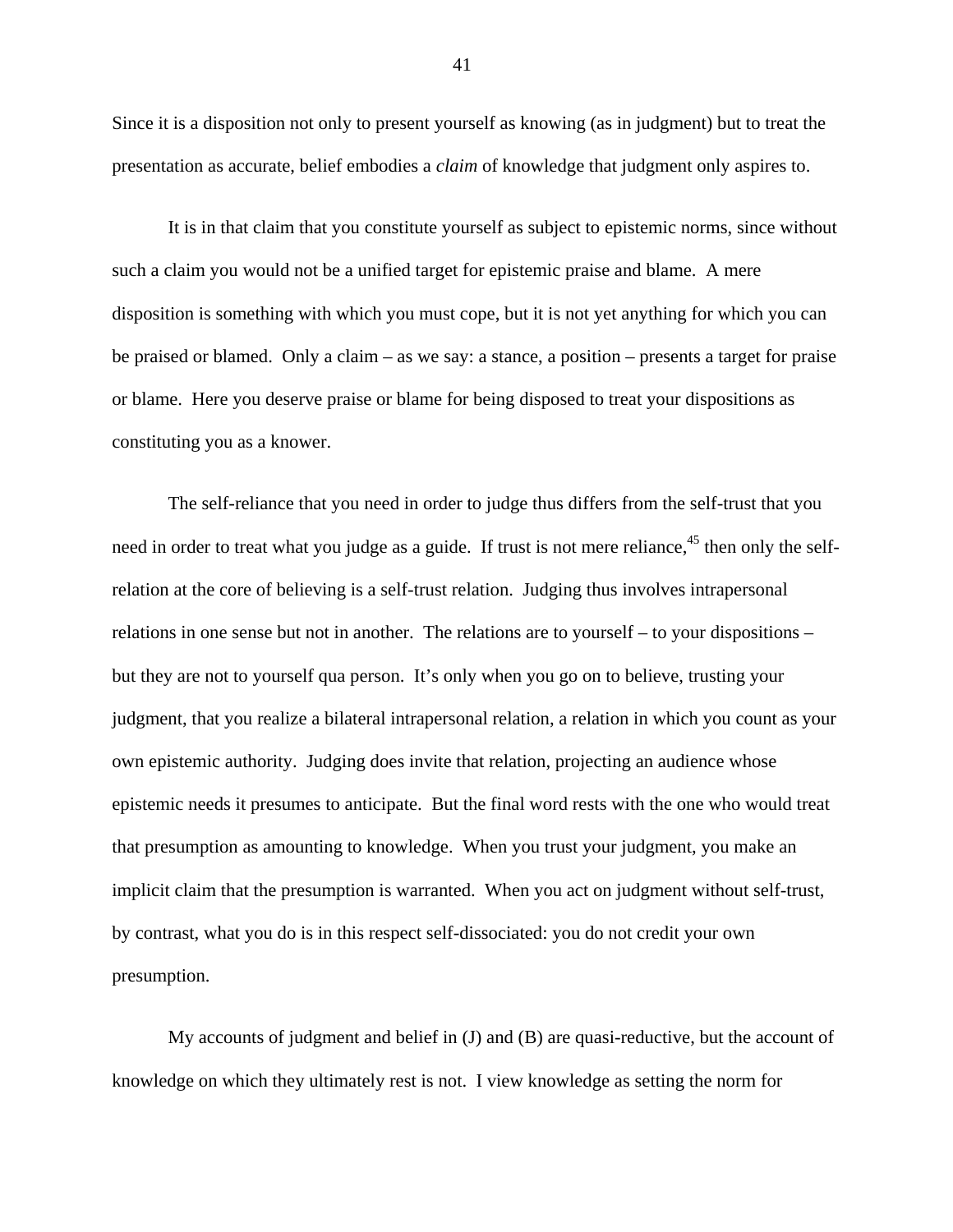Since it is a disposition not only to present yourself as knowing (as in judgment) but to treat the presentation as accurate, belief embodies a *claim* of knowledge that judgment only aspires to.

It is in that claim that you constitute yourself as subject to epistemic norms, since without such a claim you would not be a unified target for epistemic praise and blame. A mere disposition is something with which you must cope, but it is not yet anything for which you can be praised or blamed. Only a claim – as we say: a stance, a position – presents a target for praise or blame. Here you deserve praise or blame for being disposed to treat your dispositions as constituting you as a knower.

The self-reliance that you need in order to judge thus differs from the self-trust that you need in order to treat what you judge as a guide. If trust is not mere reliance,[45] then only the self-relation at the core of believing is a self-trust relation. Judging thus involves intrapersonal relations in one sense but not in another. The relations are to yourself – to your dispositions – but they are not to yourself qua person. It's only when you go on to believe, trusting your judgment, that you realize a bilateral intrapersonal relation, a relation in which you count as your own epistemic authority. Judging does invite that relation, projecting an audience whose epistemic needs it presumes to anticipate. But the final word rests with the one who would treat that presumption as amounting to knowledge. When you trust your judgment, you make an implicit claim that the presumption is warranted. When you act on judgment without self-trust, by contrast, what you do is in this respect self-dissociated: you do not credit your own presumption.

My accounts of judgment and belief in (J) and (B) are quasi-reductive, but the account of knowledge on which they ultimately rest is not. I view knowledge as setting the norm for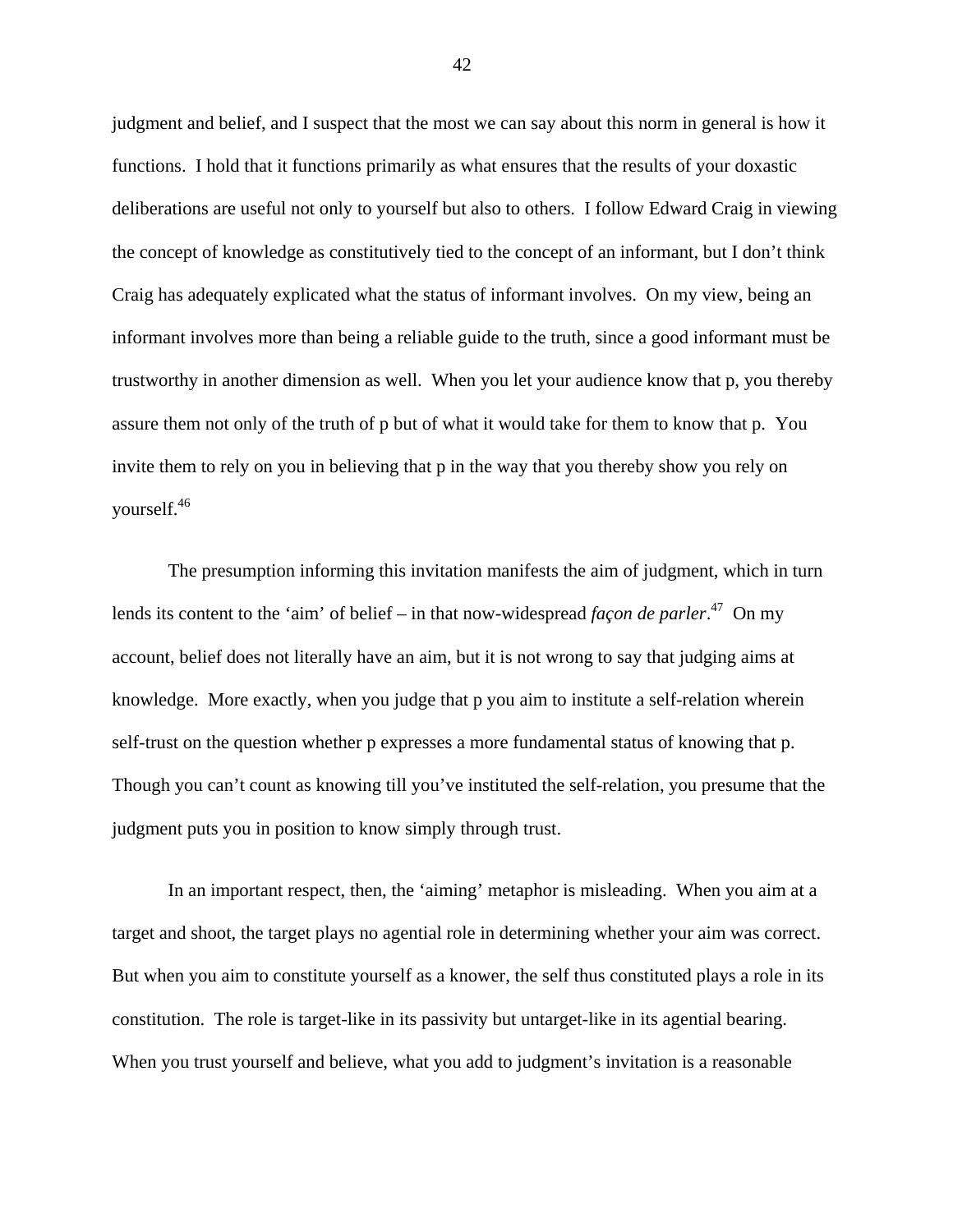judgment and belief, and I suspect that the most we can say about this norm in general is how it functions. I hold that it functions primarily as what ensures that the results of your doxastic deliberations are useful not only to yourself but also to others. I follow Edward Craig in viewing the concept of knowledge as constitutively tied to the concept of an informant, but I don't think Craig has adequately explicated what the status of informant involves. On my view, being an informant involves more than being a reliable guide to the truth, since a good informant must be trustworthy in another dimension as well. When you let your audience know that p, you thereby assure them not only of the truth of p but of what it would take for them to know that p. You invite them to rely on you in believing that p in the way that you thereby show you rely on yourself.[46]

The presumption informing this invitation manifests the aim of judgment, which in turn lends its content to the 'aim' of belief – in that now-widespread *façon de parler*.[47] On my account, belief does not literally have an aim, but it is not wrong to say that judging aims at knowledge. More exactly, when you judge that p you aim to institute a self-relation wherein self-trust on the question whether p expresses a more fundamental status of knowing that p. Though you can't count as knowing till you've instituted the self-relation, you presume that the judgment puts you in position to know simply through trust.

In an important respect, then, the 'aiming' metaphor is misleading. When you aim at a target and shoot, the target plays no agential role in determining whether your aim was correct. But when you aim to constitute yourself as a knower, the self thus constituted plays a role in its constitution. The role is target-like in its passivity but untarget-like in its agential bearing. When you trust yourself and believe, what you add to judgment's invitation is a reasonable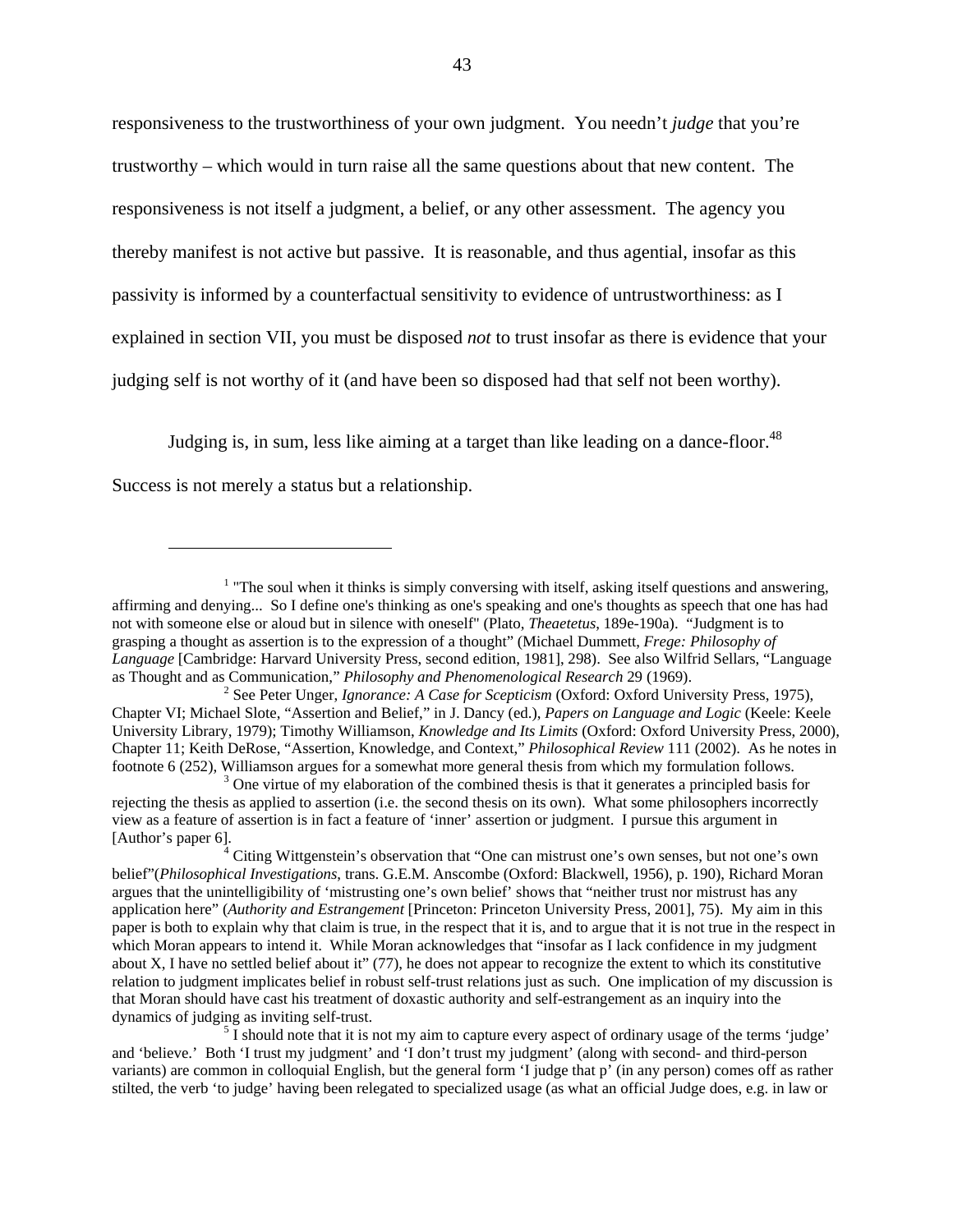responsiveness to the trustworthiness of your own judgment. You needn't *judge* that you're trustworthy – which would in turn raise all the same questions about that new content. The responsiveness is not itself a judgment, a belief, or any other assessment. The agency you thereby manifest is not active but passive. It is reasonable, and thus agential, insofar as this passivity is informed by a counterfactual sensitivity to evidence of untrustworthiness: as I explained in section VII, you must be disposed *not* to trust insofar as there is evidence that your judging self is not worthy of it (and have been so disposed had that self not been worthy).

Judging is, in sum, less like aiming at a target than like leading on a dance-floor.[48] Success is not merely a status but a relationship.

---

[1] "The soul when it thinks is simply conversing with itself, asking itself questions and answering, affirming and denying... So I define one's thinking as one's speaking and one's thoughts as speech that one has had not with someone else or aloud but in silence with oneself" (Plato, *Theaetetus*, 189e-190a). "Judgment is to grasping a thought as assertion is to the expression of a thought" (Michael Dummett, *Frege: Philosophy of Language* [Cambridge: Harvard University Press, second edition, 1981], 298). See also Wilfrid Sellars, "Language as Thought and as Communication," *Philosophy and Phenomenological Research* 29 (1969).

[2] See Peter Unger, *Ignorance: A Case for Scepticism* (Oxford: Oxford University Press, 1975), Chapter VI; Michael Slote, "Assertion and Belief," in J. Dancy (ed.), *Papers on Language and Logic* (Keele: Keele University Library, 1979); Timothy Williamson, *Knowledge and Its Limits* (Oxford: Oxford University Press, 2000), Chapter 11; Keith DeRose, "Assertion, Knowledge, and Context," *Philosophical Review* 111 (2002). As he notes in footnote 6 (252), Williamson argues for a somewhat more general thesis from which my formulation follows.

[3] One virtue of my elaboration of the combined thesis is that it generates a principled basis for rejecting the thesis as applied to assertion (i.e. the second thesis on its own). What some philosophers incorrectly view as a feature of assertion is in fact a feature of 'inner' assertion or judgment. I pursue this argument in [Author's paper 6].

[4] Citing Wittgenstein's observation that "One can mistrust one's own senses, but not one's own belief"(*Philosophical Investigations*, trans. G.E.M. Anscombe (Oxford: Blackwell, 1956), p. 190), Richard Moran argues that the unintelligibility of 'mistrusting one's own belief' shows that "neither trust nor mistrust has any application here" (*Authority and Estrangement* [Princeton: Princeton University Press, 2001], 75). My aim in this paper is both to explain why that claim is true, in the respect that it is, and to argue that it is not true in the respect in which Moran appears to intend it. While Moran acknowledges that "insofar as I lack confidence in my judgment about X, I have no settled belief about it" (77), he does not appear to recognize the extent to which its constitutive relation to judgment implicates belief in robust self-trust relations just as such. One implication of my discussion is that Moran should have cast his treatment of doxastic authority and self-estrangement as an inquiry into the dynamics of judging as inviting self-trust.

[5] I should note that it is not my aim to capture every aspect of ordinary usage of the terms 'judge' and 'believe.' Both 'I trust my judgment' and 'I don't trust my judgment' (along with second- and third-person variants) are common in colloquial English, but the general form 'I judge that p' (in any person) comes off as rather stilted, the verb 'to judge' having been relegated to specialized usage (as what an official Judge does, e.g. in law or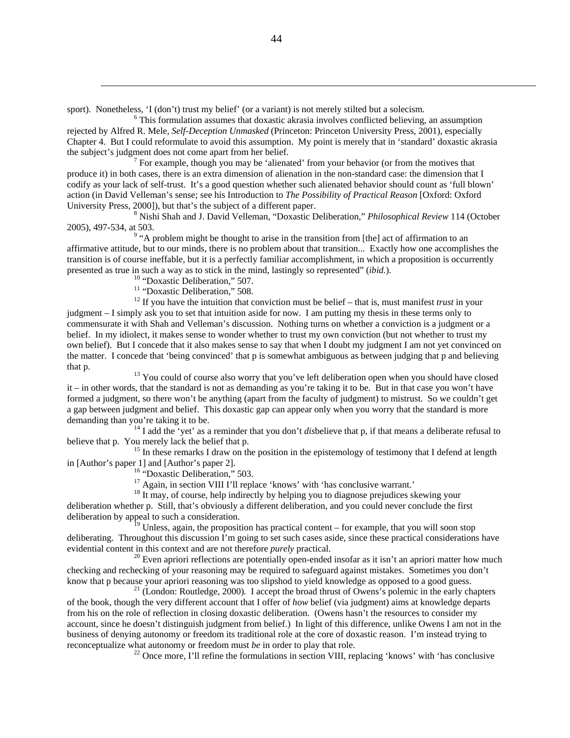sport). Nonetheless, 'I (don't) trust my belief' (or a variant) is not merely stilted but a solecism.

[6] This formulation assumes that doxastic akrasia involves conflicted believing, an assumption rejected by Alfred R. Mele, *Self-Deception Unmasked* (Princeton: Princeton University Press, 2001), especially Chapter 4. But I could reformulate to avoid this assumption. My point is merely that in 'standard' doxastic akrasia the subject's judgment does not come apart from her belief.

[7] For example, though you may be 'alienated' from your behavior (or from the motives that produce it) in both cases, there is an extra dimension of alienation in the non-standard case: the dimension that I codify as your lack of self-trust. It's a good question whether such alienated behavior should count as 'full blown' action (in David Velleman's sense; see his Introduction to *The Possibility of Practical Reason* [Oxford: Oxford University Press, 2000]), but that's the subject of a different paper.

[8] Nishi Shah and J. David Velleman, "Doxastic Deliberation," *Philosophical Review* 114 (October 2005), 497-534, at 503.

[9] "A problem might be thought to arise in the transition from [the] act of affirmation to an affirmative attitude, but to our minds, there is no problem about that transition... Exactly how one accomplishes the transition is of course ineffable, but it is a perfectly familiar accomplishment, in which a proposition is occurrently presented as true in such a way as to stick in the mind, lastingly so represented" (*ibid.*).

[10] "Doxastic Deliberation," 507.

[11] "Doxastic Deliberation," 508.

[12] If you have the intuition that conviction must be belief – that is, must manifest *trust* in your judgment – I simply ask you to set that intuition aside for now. I am putting my thesis in these terms only to commensurate it with Shah and Velleman's discussion. Nothing turns on whether a conviction is a judgment or a belief. In my idiolect, it makes sense to wonder whether to trust my own conviction (but not whether to trust my own belief). But I concede that it also makes sense to say that when I doubt my judgment I am not yet convinced on the matter. I concede that 'being convinced' that p is somewhat ambiguous as between judging that p and believing that p.

[13] You could of course also worry that you've left deliberation open when you should have closed it – in other words, that the standard is not as demanding as you're taking it to be. But in that case you won't have formed a judgment, so there won't be anything (apart from the faculty of judgment) to mistrust. So we couldn't get a gap between judgment and belief. This doxastic gap can appear only when you worry that the standard is more demanding than you're taking it to be.

[14] I add the 'yet' as a reminder that you don't *dis*believe that p, if that means a deliberate refusal to believe that p. You merely lack the belief that p.

[15] In these remarks I draw on the position in the epistemology of testimony that I defend at length in [Author's paper 1] and [Author's paper 2].

[16] "Doxastic Deliberation," 503.

[17] Again, in section VIII I'll replace 'knows' with 'has conclusive warrant.'

[18] It may, of course, help indirectly by helping you to diagnose prejudices skewing your deliberation whether p. Still, that's obviously a different deliberation, and you could never conclude the first deliberation by appeal to such a consideration.

[19] Unless, again, the proposition has practical content – for example, that you will soon stop deliberating. Throughout this discussion I'm going to set such cases aside, since these practical considerations have evidential content in this context and are not therefore *purely* practical.

[20] Even apriori reflections are potentially open-ended insofar as it isn't an apriori matter how much checking and rechecking of your reasoning may be required to safeguard against mistakes. Sometimes you don't know that p because your apriori reasoning was too slipshod to yield knowledge as opposed to a good guess.

[21] (London: Routledge, 2000). I accept the broad thrust of Owens's polemic in the early chapters of the book, though the very different account that I offer of *how* belief (via judgment) aims at knowledge departs from his on the role of reflection in closing doxastic deliberation. (Owens hasn't the resources to consider my account, since he doesn't distinguish judgment from belief.) In light of this difference, unlike Owens I am not in the business of denying autonomy or freedom its traditional role at the core of doxastic reason. I'm instead trying to reconceptualize what autonomy or freedom must *be* in order to play that role.

[22] Once more, I'll refine the formulations in section VIII, replacing 'knows' with 'has conclusive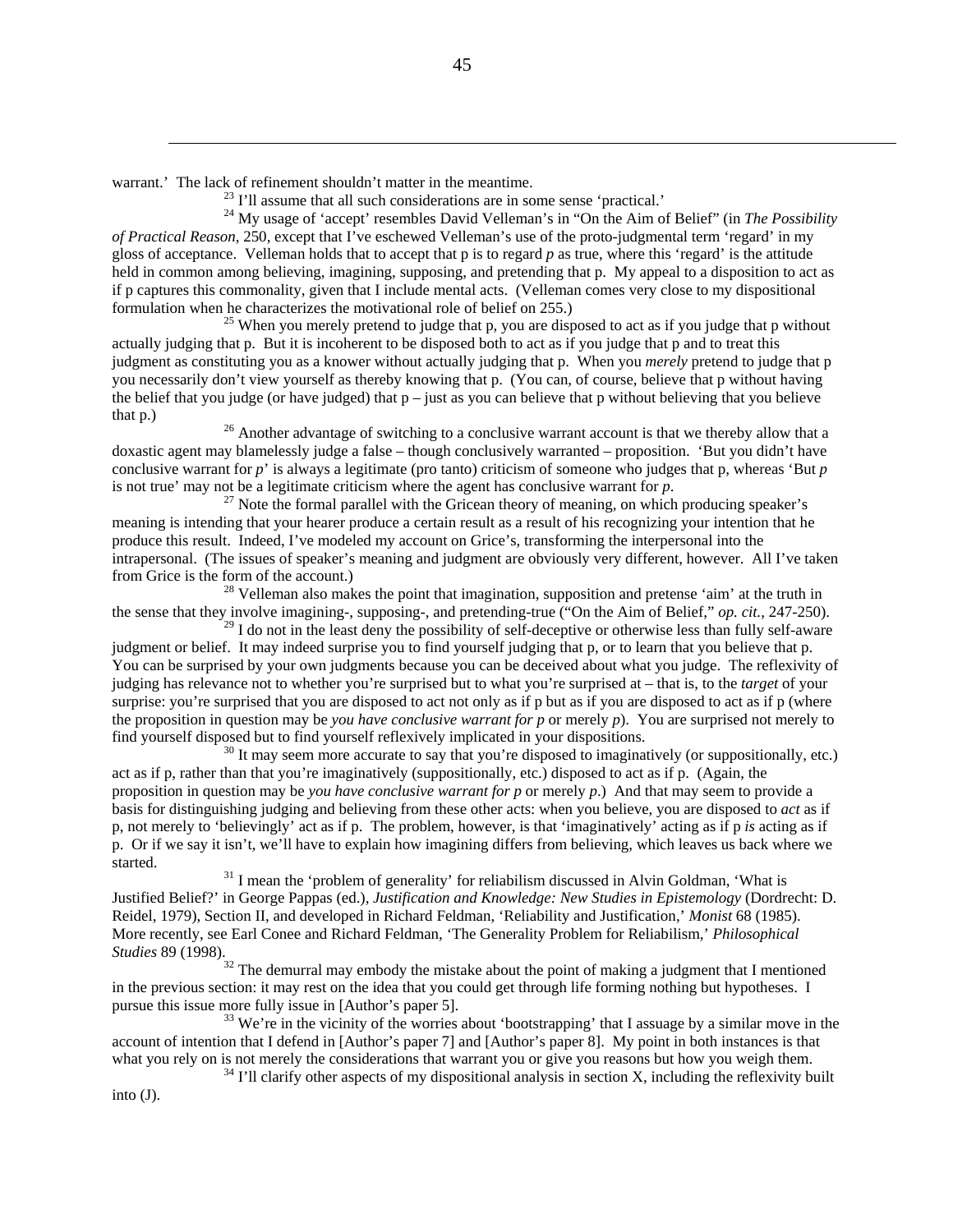warrant.' The lack of refinement shouldn't matter in the meantime.

[23] I'll assume that all such considerations are in some sense 'practical.'

[24] My usage of 'accept' resembles David Velleman's in "On the Aim of Belief" (in *The Possibility of Practical Reason*, 250, except that I've eschewed Velleman's use of the proto-judgmental term 'regard' in my gloss of acceptance. Velleman holds that to accept that p is to regard *p* as true, where this 'regard' is the attitude held in common among believing, imagining, supposing, and pretending that p. My appeal to a disposition to act as if p captures this commonality, given that I include mental acts. (Velleman comes very close to my dispositional formulation when he characterizes the motivational role of belief on 255.)

[25] When you merely pretend to judge that p, you are disposed to act as if you judge that p without actually judging that p. But it is incoherent to be disposed both to act as if you judge that p and to treat this judgment as constituting you as a knower without actually judging that p. When you *merely* pretend to judge that p you necessarily don't view yourself as thereby knowing that p. (You can, of course, believe that p without having the belief that you judge (or have judged) that p – just as you can believe that p without believing that you believe that p.)

[26] Another advantage of switching to a conclusive warrant account is that we thereby allow that a doxastic agent may blamelessly judge a false – though conclusively warranted – proposition. 'But you didn't have conclusive warrant for *p*' is always a legitimate (pro tanto) criticism of someone who judges that p, whereas 'But *p* is not true' may not be a legitimate criticism where the agent has conclusive warrant for *p*.

[27] Note the formal parallel with the Gricean theory of meaning, on which producing speaker's meaning is intending that your hearer produce a certain result as a result of his recognizing your intention that he produce this result. Indeed, I've modeled my account on Grice's, transforming the interpersonal into the intrapersonal. (The issues of speaker's meaning and judgment are obviously very different, however. All I've taken from Grice is the form of the account.)

[28] Velleman also makes the point that imagination, supposition and pretense 'aim' at the truth in the sense that they involve imagining-, supposing-, and pretending-true ("On the Aim of Belief," *op. cit.*, 247-250).

[29] I do not in the least deny the possibility of self-deceptive or otherwise less than fully self-aware judgment or belief. It may indeed surprise you to find yourself judging that p, or to learn that you believe that p. You can be surprised by your own judgments because you can be deceived about what you judge. The reflexivity of judging has relevance not to whether you're surprised but to what you're surprised at – that is, to the *target* of your surprise: you're surprised that you are disposed to act not only as if p but as if you are disposed to act as if p (where the proposition in question may be *you have conclusive warrant for p* or merely *p*). You are surprised not merely to find yourself disposed but to find yourself reflexively implicated in your dispositions.

[30] It may seem more accurate to say that you're disposed to imaginatively (or suppositionally, etc.) act as if p, rather than that you're imaginatively (suppositionally, etc.) disposed to act as if p. (Again, the proposition in question may be *you have conclusive warrant for p* or merely *p*.) And that may seem to provide a basis for distinguishing judging and believing from these other acts: when you believe, you are disposed to *act* as if p, not merely to 'believingly' act as if p. The problem, however, is that 'imaginatively' acting as if p *is* acting as if p. Or if we say it isn't, we'll have to explain how imagining differs from believing, which leaves us back where we started.

[31] I mean the 'problem of generality' for reliabilism discussed in Alvin Goldman, 'What is Justified Belief?' in George Pappas (ed.), *Justification and Knowledge: New Studies in Epistemology* (Dordrecht: D. Reidel, 1979), Section II, and developed in Richard Feldman, 'Reliability and Justification,' *Monist* 68 (1985). More recently, see Earl Conee and Richard Feldman, 'The Generality Problem for Reliabilism,' *Philosophical Studies* 89 (1998).

[32] The demurral may embody the mistake about the point of making a judgment that I mentioned in the previous section: it may rest on the idea that you could get through life forming nothing but hypotheses. I pursue this issue more fully issue in [Author's paper 5].

[33] We're in the vicinity of the worries about 'bootstrapping' that I assuage by a similar move in the account of intention that I defend in [Author's paper 7] and [Author's paper 8]. My point in both instances is that what you rely on is not merely the considerations that warrant you or give you reasons but how you weigh them.

[34] I'll clarify other aspects of my dispositional analysis in section X, including the reflexivity built into (J).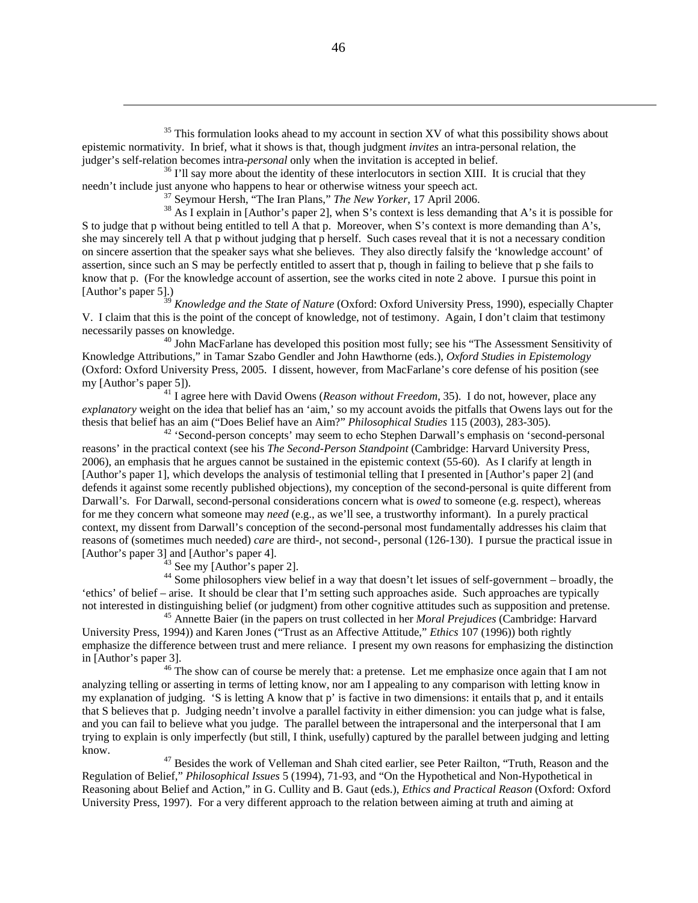[35] This formulation looks ahead to my account in section XV of what this possibility shows about epistemic normativity. In brief, what it shows is that, though judgment *invites* an intra-personal relation, the judger's self-relation becomes intra-*personal* only when the invitation is accepted in belief.

[36] I'll say more about the identity of these interlocutors in section XIII. It is crucial that they needn't include just anyone who happens to hear or otherwise witness your speech act.

[37] Seymour Hersh, "The Iran Plans," *The New Yorker*, 17 April 2006.

[38] As I explain in [Author's paper 2], when S's context is less demanding that A's it is possible for S to judge that p without being entitled to tell A that p. Moreover, when S's context is more demanding than A's, she may sincerely tell A that p without judging that p herself. Such cases reveal that it is not a necessary condition on sincere assertion that the speaker says what she believes. They also directly falsify the 'knowledge account' of assertion, since such an S may be perfectly entitled to assert that p, though in failing to believe that p she fails to know that p. (For the knowledge account of assertion, see the works cited in note 2 above. I pursue this point in [Author's paper 5].)

[39] *Knowledge and the State of Nature* (Oxford: Oxford University Press, 1990), especially Chapter V. I claim that this is the point of the concept of knowledge, not of testimony. Again, I don't claim that testimony necessarily passes on knowledge.

[40] John MacFarlane has developed this position most fully; see his "The Assessment Sensitivity of Knowledge Attributions," in Tamar Szabo Gendler and John Hawthorne (eds.), *Oxford Studies in Epistemology* (Oxford: Oxford University Press, 2005. I dissent, however, from MacFarlane's core defense of his position (see my [Author's paper 5]).

[41] I agree here with David Owens (*Reason without Freedom*, 35). I do not, however, place any *explanatory* weight on the idea that belief has an 'aim,' so my account avoids the pitfalls that Owens lays out for the thesis that belief has an aim ("Does Belief have an Aim?" *Philosophical Studies* 115 (2003), 283-305).

[42] 'Second-person concepts' may seem to echo Stephen Darwall's emphasis on 'second-personal reasons' in the practical context (see his *The Second-Person Standpoint* (Cambridge: Harvard University Press, 2006), an emphasis that he argues cannot be sustained in the epistemic context (55-60). As I clarify at length in [Author's paper 1], which develops the analysis of testimonial telling that I presented in [Author's paper 2] (and defends it against some recently published objections), my conception of the second-personal is quite different from Darwall's. For Darwall, second-personal considerations concern what is *owed* to someone (e.g. respect), whereas for me they concern what someone may *need* (e.g., as we'll see, a trustworthy informant). In a purely practical context, my dissent from Darwall's conception of the second-personal most fundamentally addresses his claim that reasons of (sometimes much needed) *care* are third-, not second-, personal (126-130). I pursue the practical issue in [Author's paper 3] and [Author's paper 4].

[43] See my [Author's paper 2].

[44] Some philosophers view belief in a way that doesn't let issues of self-government – broadly, the 'ethics' of belief – arise. It should be clear that I'm setting such approaches aside. Such approaches are typically not interested in distinguishing belief (or judgment) from other cognitive attitudes such as supposition and pretense.

[45] Annette Baier (in the papers on trust collected in her *Moral Prejudices* (Cambridge: Harvard University Press, 1994)) and Karen Jones ("Trust as an Affective Attitude," *Ethics* 107 (1996)) both rightly emphasize the difference between trust and mere reliance. I present my own reasons for emphasizing the distinction in [Author's paper 3].

[46] The show can of course be merely that: a pretense. Let me emphasize once again that I am not analyzing telling or asserting in terms of letting know, nor am I appealing to any comparison with letting know in my explanation of judging. 'S is letting A know that p' is factive in two dimensions: it entails that p, and it entails that S believes that p. Judging needn't involve a parallel factivity in either dimension: you can judge what is false, and you can fail to believe what you judge. The parallel between the intrapersonal and the interpersonal that I am trying to explain is only imperfectly (but still, I think, usefully) captured by the parallel between judging and letting know.

[47] Besides the work of Velleman and Shah cited earlier, see Peter Railton, "Truth, Reason and the Regulation of Belief," *Philosophical Issues* 5 (1994), 71-93, and "On the Hypothetical and Non-Hypothetical in Reasoning about Belief and Action," in G. Cullity and B. Gaut (eds.), *Ethics and Practical Reason* (Oxford: Oxford University Press, 1997). For a very different approach to the relation between aiming at truth and aiming at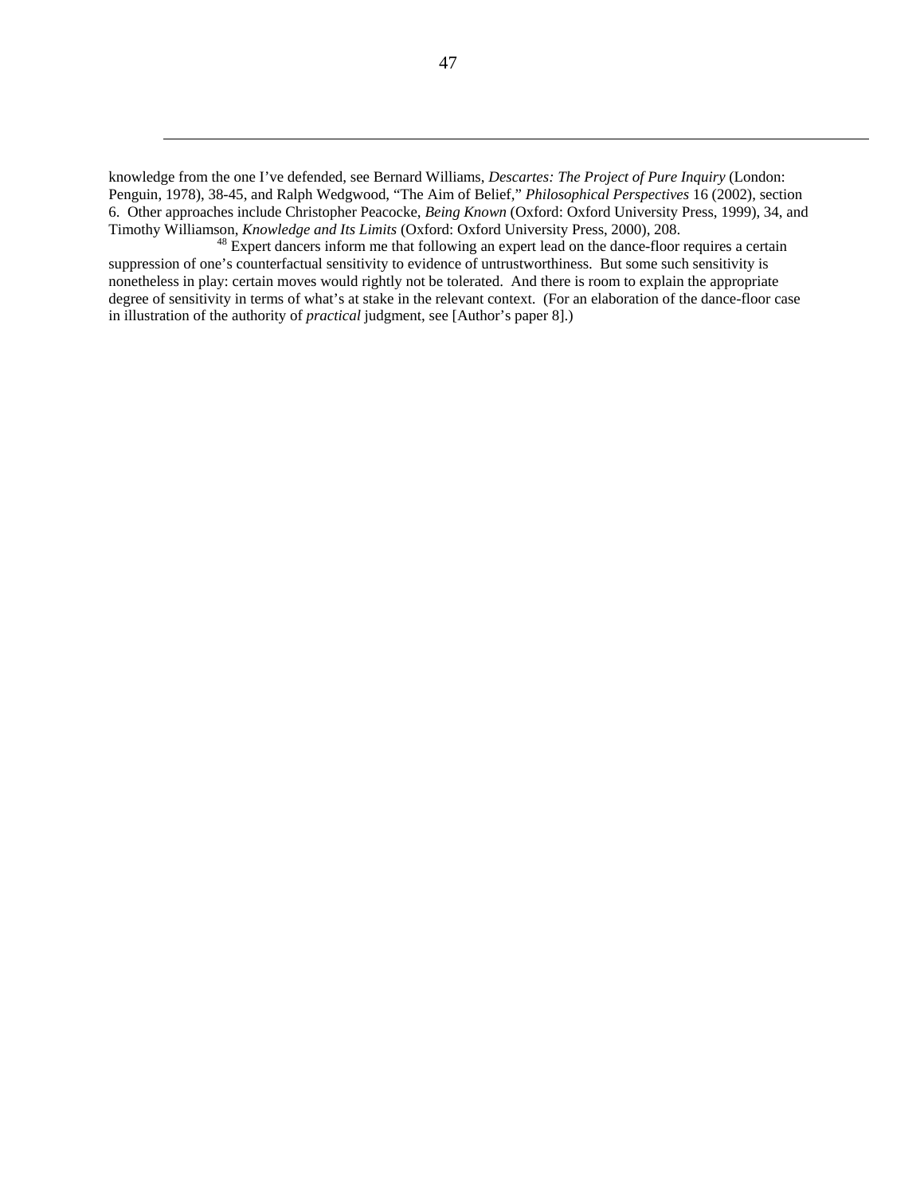knowledge from the one I've defended, see Bernard Williams, *Descartes: The Project of Pure Inquiry* (London: Penguin, 1978), 38-45, and Ralph Wedgwood, "The Aim of Belief," *Philosophical Perspectives* 16 (2002), section 6. Other approaches include Christopher Peacocke, *Being Known* (Oxford: Oxford University Press, 1999), 34, and Timothy Williamson, *Knowledge and Its Limits* (Oxford: Oxford University Press, 2000), 208.

[48] Expert dancers inform me that following an expert lead on the dance-floor requires a certain suppression of one's counterfactual sensitivity to evidence of untrustworthiness. But some such sensitivity is nonetheless in play: certain moves would rightly not be tolerated. And there is room to explain the appropriate degree of sensitivity in terms of what's at stake in the relevant context. (For an elaboration of the dance-floor case in illustration of the authority of *practical* judgment, see [Author's paper 8].)